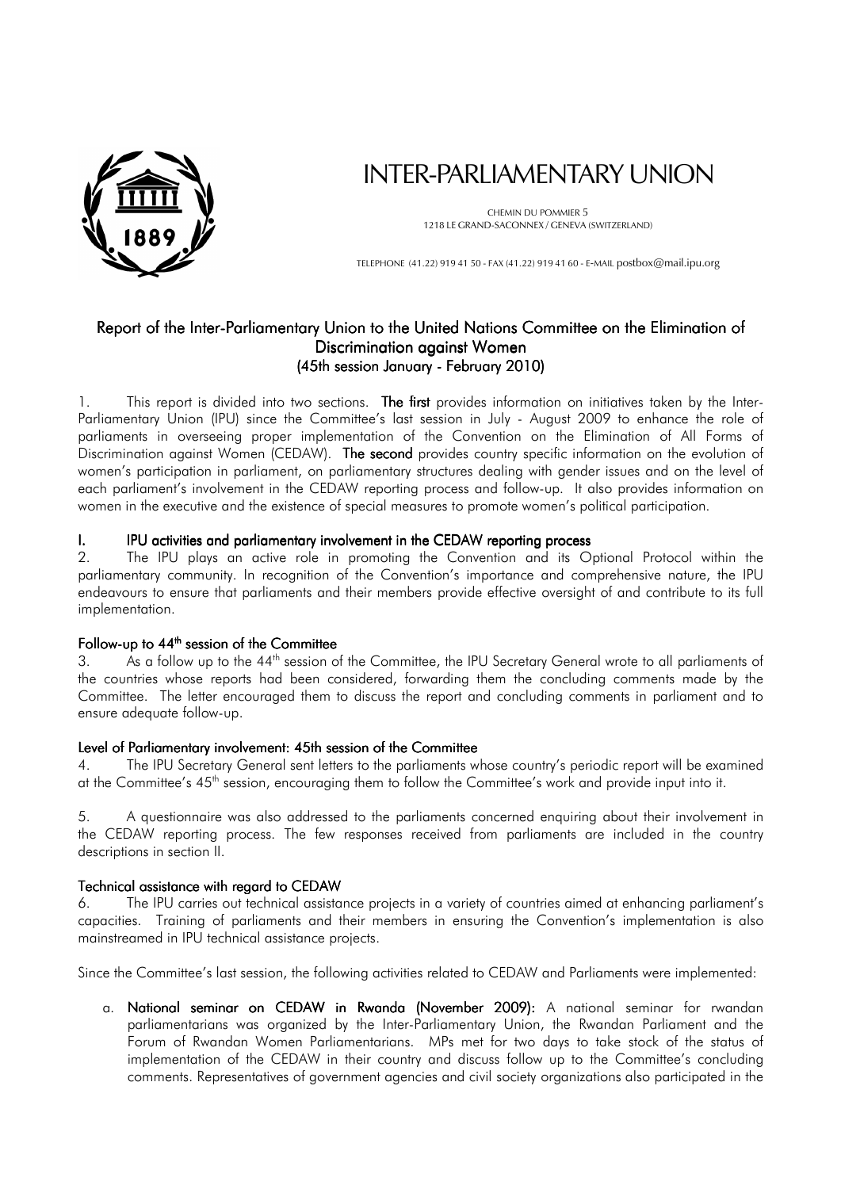# INTER-PARLIAMENTARY UNION

CHEMIN DU POMMIER 5
1218 LE GRAND-SACONNEX / GENEVA (SWITZERLAND)

TELEPHONE (41.22) 919 41 50 - FAX (41.22) 919 41 60 - E-MAIL postbox@mail.ipu.org

## Report of the Inter-Parliamentary Union to the United Nations Committee on the Elimination of Discrimination against Women (45th session January - February 2010)

1. This report is divided into two sections. **The first** provides information on initiatives taken by the Inter-Parliamentary Union (IPU) since the Committee's last session in July - August 2009 to enhance the role of parliaments in overseeing proper implementation of the Convention on the Elimination of All Forms of Discrimination against Women (CEDAW). **The second** provides country specific information on the evolution of women's participation in parliament, on parliamentary structures dealing with gender issues and on the level of each parliament's involvement in the CEDAW reporting process and follow-up. It also provides information on women in the executive and the existence of special measures to promote women's political participation.

### I. IPU activities and parliamentary involvement in the CEDAW reporting process

2. The IPU plays an active role in promoting the Convention and its Optional Protocol within the parliamentary community. In recognition of the Convention's importance and comprehensive nature, the IPU endeavours to ensure that parliaments and their members provide effective oversight of and contribute to its full implementation.

#### Follow-up to 44th session of the Committee

3. As a follow up to the 44th session of the Committee, the IPU Secretary General wrote to all parliaments of the countries whose reports had been considered, forwarding them the concluding comments made by the Committee. The letter encouraged them to discuss the report and concluding comments in parliament and to ensure adequate follow-up.

#### Level of Parliamentary involvement: 45th session of the Committee

4. The IPU Secretary General sent letters to the parliaments whose country's periodic report will be examined at the Committee's 45th session, encouraging them to follow the Committee's work and provide input into it.

5. A questionnaire was also addressed to the parliaments concerned enquiring about their involvement in the CEDAW reporting process. The few responses received from parliaments are included in the country descriptions in section II.

#### Technical assistance with regard to CEDAW

6. The IPU carries out technical assistance projects in a variety of countries aimed at enhancing parliament's capacities. Training of parliaments and their members in ensuring the Convention's implementation is also mainstreamed in IPU technical assistance projects.

Since the Committee's last session, the following activities related to CEDAW and Parliaments were implemented:

a. **National seminar on CEDAW in Rwanda (November 2009):** A national seminar for rwandan parliamentarians was organized by the Inter-Parliamentary Union, the Rwandan Parliament and the Forum of Rwandan Women Parliamentarians. MPs met for two days to take stock of the status of implementation of the CEDAW in their country and discuss follow up to the Committee's concluding comments. Representatives of government agencies and civil society organizations also participated in the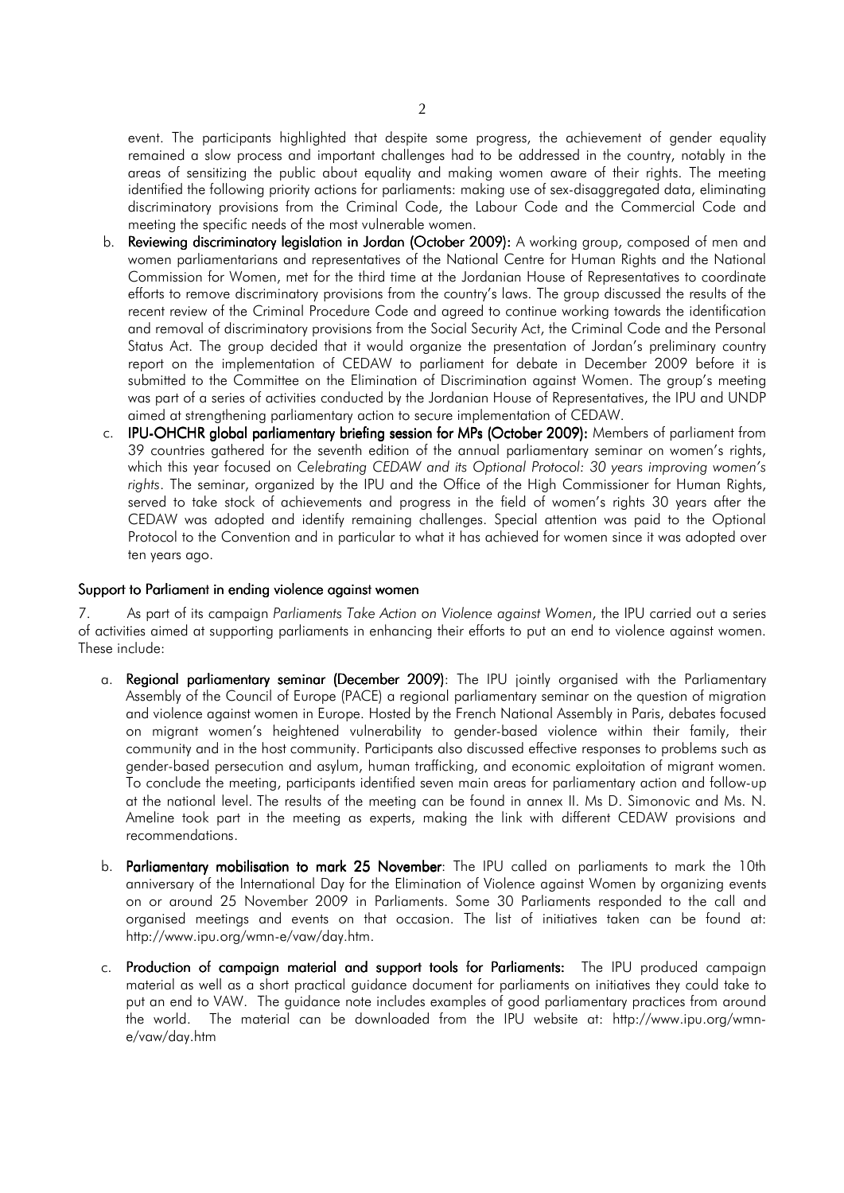event. The participants highlighted that despite some progress, the achievement of gender equality remained a slow process and important challenges had to be addressed in the country, notably in the areas of sensitizing the public about equality and making women aware of their rights. The meeting identified the following priority actions for parliaments: making use of sex-disaggregated data, eliminating discriminatory provisions from the Criminal Code, the Labour Code and the Commercial Code and meeting the specific needs of the most vulnerable women.

b. **Reviewing discriminatory legislation in Jordan (October 2009):** A working group, composed of men and women parliamentarians and representatives of the National Centre for Human Rights and the National Commission for Women, met for the third time at the Jordanian House of Representatives to coordinate efforts to remove discriminatory provisions from the country's laws. The group discussed the results of the recent review of the Criminal Procedure Code and agreed to continue working towards the identification and removal of discriminatory provisions from the Social Security Act, the Criminal Code and the Personal Status Act. The group decided that it would organize the presentation of Jordan's preliminary country report on the implementation of CEDAW to parliament for debate in December 2009 before it is submitted to the Committee on the Elimination of Discrimination against Women. The group's meeting was part of a series of activities conducted by the Jordanian House of Representatives, the IPU and UNDP aimed at strengthening parliamentary action to secure implementation of CEDAW.

c. **IPU-OHCHR global parliamentary briefing session for MPs (October 2009):** Members of parliament from 39 countries gathered for the seventh edition of the annual parliamentary seminar on women's rights, which this year focused on *Celebrating CEDAW and its Optional Protocol: 30 years improving women's rights*. The seminar, organized by the IPU and the Office of the High Commissioner for Human Rights, served to take stock of achievements and progress in the field of women's rights 30 years after the CEDAW was adopted and identify remaining challenges. Special attention was paid to the Optional Protocol to the Convention and in particular to what it has achieved for women since it was adopted over ten years ago.

### Support to Parliament in ending violence against women

7. As part of its campaign *Parliaments Take Action on Violence against Women*, the IPU carried out a series of activities aimed at supporting parliaments in enhancing their efforts to put an end to violence against women. These include:

a. **Regional parliamentary seminar (December 2009)**: The IPU jointly organised with the Parliamentary Assembly of the Council of Europe (PACE) a regional parliamentary seminar on the question of migration and violence against women in Europe. Hosted by the French National Assembly in Paris, debates focused on migrant women's heightened vulnerability to gender-based violence within their family, their community and in the host community. Participants also discussed effective responses to problems such as gender-based persecution and asylum, human trafficking, and economic exploitation of migrant women. To conclude the meeting, participants identified seven main areas for parliamentary action and follow-up at the national level. The results of the meeting can be found in annex II. Ms D. Simonovic and Ms. N. Ameline took part in the meeting as experts, making the link with different CEDAW provisions and recommendations.

b. **Parliamentary mobilisation to mark 25 November**: The IPU called on parliaments to mark the 10th anniversary of the International Day for the Elimination of Violence against Women by organizing events on or around 25 November 2009 in Parliaments. Some 30 Parliaments responded to the call and organised meetings and events on that occasion. The list of initiatives taken can be found at: http://www.ipu.org/wmn-e/vaw/day.htm.

c. **Production of campaign material and support tools for Parliaments:** The IPU produced campaign material as well as a short practical guidance document for parliaments on initiatives they could take to put an end to VAW. The guidance note includes examples of good parliamentary practices from around the world. The material can be downloaded from the IPU website at: http://www.ipu.org/wmn-e/vaw/day.htm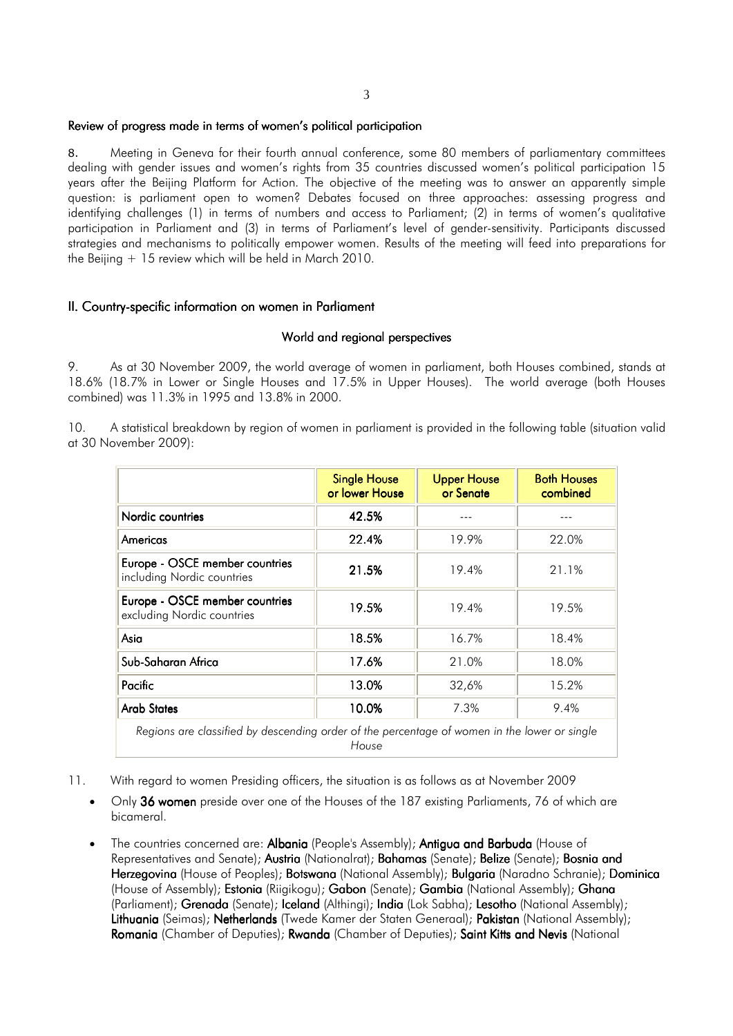### Review of progress made in terms of women's political participation

8. Meeting in Geneva for their fourth annual conference, some 80 members of parliamentary committees dealing with gender issues and women's rights from 35 countries discussed women's political participation 15 years after the Beijing Platform for Action. The objective of the meeting was to answer an apparently simple question: is parliament open to women? Debates focused on three approaches: assessing progress and identifying challenges (1) in terms of numbers and access to Parliament; (2) in terms of women's qualitative participation in Parliament and (3) in terms of Parliament's level of gender-sensitivity. Participants discussed strategies and mechanisms to politically empower women. Results of the meeting will feed into preparations for the Beijing + 15 review which will be held in March 2010.

## II. Country-specific information on women in Parliament

### World and regional perspectives

9. As at 30 November 2009, the world average of women in parliament, both Houses combined, stands at 18.6% (18.7% in Lower or Single Houses and 17.5% in Upper Houses). The world average (both Houses combined) was 11.3% in 1995 and 13.8% in 2000.

10. A statistical breakdown by region of women in parliament is provided in the following table (situation valid at 30 November 2009):

| | Single House or lower House | Upper House or Senate | Both Houses combined |
|---|---|---|---|
| **Nordic countries** | **42.5%** | --- | --- |
| **Americas** | **22.4%** | 19.9% | 22.0% |
| **Europe - OSCE member countries** including Nordic countries | **21.5%** | 19.4% | 21.1% |
| **Europe - OSCE member countries** excluding Nordic countries | **19.5%** | 19.4% | 19.5% |
| **Asia** | **18.5%** | 16.7% | 18.4% |
| **Sub-Saharan Africa** | **17.6%** | 21.0% | 18.0% |
| **Pacific** | **13.0%** | 32,6% | 15.2% |
| **Arab States** | **10.0%** | 7.3% | 9.4% |

*Regions are classified by descending order of the percentage of women in the lower or single House*

11. With regard to women Presiding officers, the situation is as follows as at November 2009

- Only **36 women** preside over one of the Houses of the 187 existing Parliaments, 76 of which are bicameral.
- The countries concerned are: **Albania** (People's Assembly); **Antigua and Barbuda** (House of Representatives and Senate); **Austria** (Nationalrat); **Bahamas** (Senate); **Belize** (Senate); **Bosnia and Herzegovina** (House of Peoples); **Botswana** (National Assembly); **Bulgaria** (Naradno Schranie); **Dominica** (House of Assembly); **Estonia** (Riigikogu); **Gabon** (Senate); **Gambia** (National Assembly); **Ghana** (Parliament); **Grenada** (Senate); **Iceland** (Althingi); **India** (Lok Sabha); **Lesotho** (National Assembly); **Lithuania** (Seimas); **Netherlands** (Twede Kamer der Staten Generaal); **Pakistan** (National Assembly); **Romania** (Chamber of Deputies); **Rwanda** (Chamber of Deputies); **Saint Kitts and Nevis** (National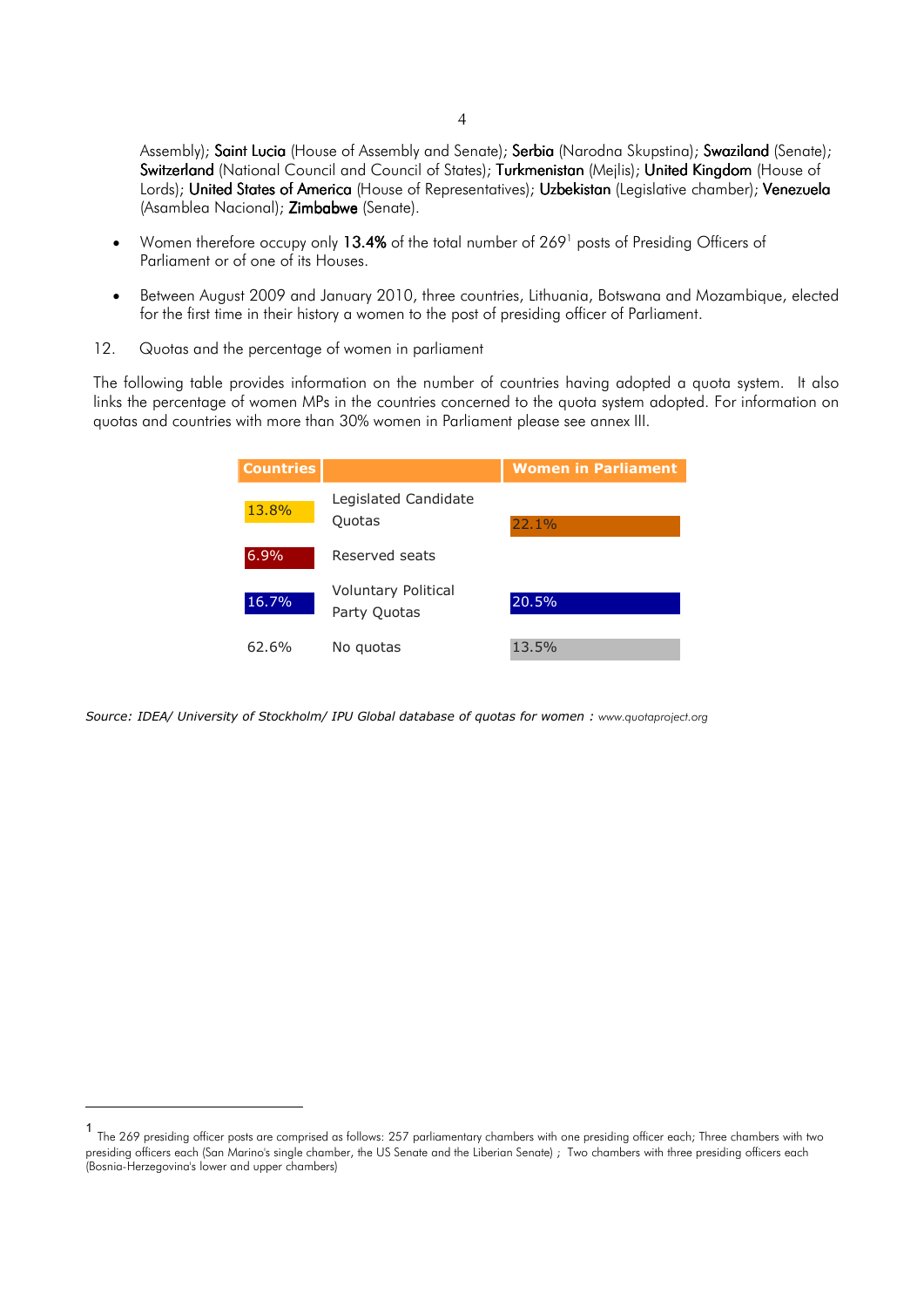Assembly); **Saint Lucia** (House of Assembly and Senate); **Serbia** (Narodna Skupstina); **Swaziland** (Senate); **Switzerland** (National Council and Council of States); **Turkmenistan** (Mejlis); **United Kingdom** (House of Lords); **United States of America** (House of Representatives); **Uzbekistan** (Legislative chamber); **Venezuela** (Asamblea Nacional); **Zimbabwe** (Senate).

- Women therefore occupy only **13.4%** of the total number of 269[1] posts of Presiding Officers of Parliament or of one of its Houses.
- Between August 2009 and January 2010, three countries, Lithuania, Botswana and Mozambique, elected for the first time in their history a women to the post of presiding officer of Parliament.

12. Quotas and the percentage of women in parliament

The following table provides information on the number of countries having adopted a quota system. It also links the percentage of women MPs in the countries concerned to the quota system adopted. For information on quotas and countries with more than 30% women in Parliament please see annex III.

| Countries | | Women in Parliament |
|---|---|---|
| 13.8% | Legislated Candidate Quotas | 22.1% |
| 6.9% | Reserved seats | |
| 16.7% | Voluntary Political Party Quotas | 20.5% |
| 62.6% | No quotas | 13.5% |

*Source: IDEA/ University of Stockholm/ IPU Global database of quotas for women :* www.quotaproject.org

---

[1] The 269 presiding officer posts are comprised as follows: 257 parliamentary chambers with one presiding officer each; Three chambers with two presiding officers each (San Marino's single chamber, the US Senate and the Liberian Senate) ; Two chambers with three presiding officers each (Bosnia-Herzegovina's lower and upper chambers)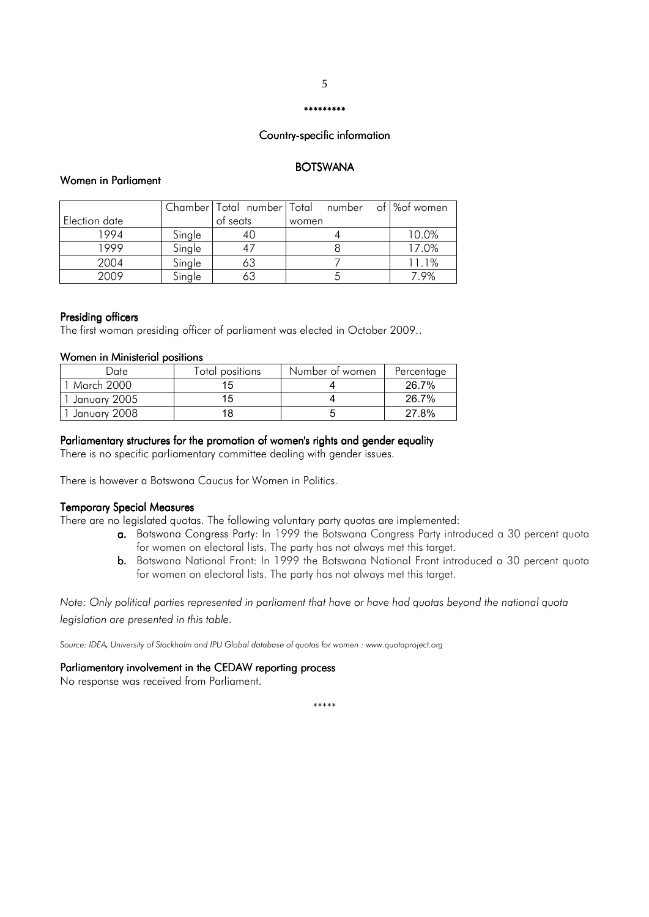\*\*\*\*\*\*\*\*\*

## Country-specific information

## BOTSWANA

### Women in Parliament

| Election date | Chamber | Total number of seats | Total number of women | %of women |
|---|---|---|---|---|
| 1994 | Single | 40 | 4 | 10.0% |
| 1999 | Single | 47 | 8 | 17.0% |
| 2004 | Single | 63 | 7 | 11.1% |
| 2009 | Single | 63 | 5 | 7.9% |

### Presiding officers

The first woman presiding officer of parliament was elected in October 2009..

### Women in Ministerial positions

| Date | Total positions | Number of women | Percentage |
|---|---|---|---|
| 1 March 2000 | 15 | 4 | 26.7% |
| 1 January 2005 | 15 | 4 | 26.7% |
| 1 January 2008 | 18 | 5 | 27.8% |

### Parliamentary structures for the promotion of women's rights and gender equality

There is no specific parliamentary committee dealing with gender issues.

There is however a Botswana Caucus for Women in Politics.

### Temporary Special Measures

There are no legislated quotas. The following voluntary party quotas are implemented:

a. Botswana Congress Party: In 1999 the Botswana Congress Party introduced a 30 percent quota for women on electoral lists. The party has not always met this target.

b. Botswana National Front: In 1999 the Botswana National Front introduced a 30 percent quota for women on electoral lists. The party has not always met this target.

*Note: Only political parties represented in parliament that have or have had quotas beyond the national quota legislation are presented in this table.*

*Source: IDEA, University of Stockholm and IPU Global database of quotas for women : www.quotaproject.org*

### Parliamentary involvement in the CEDAW reporting process

No response was received from Parliament.

\*\*\*\*\*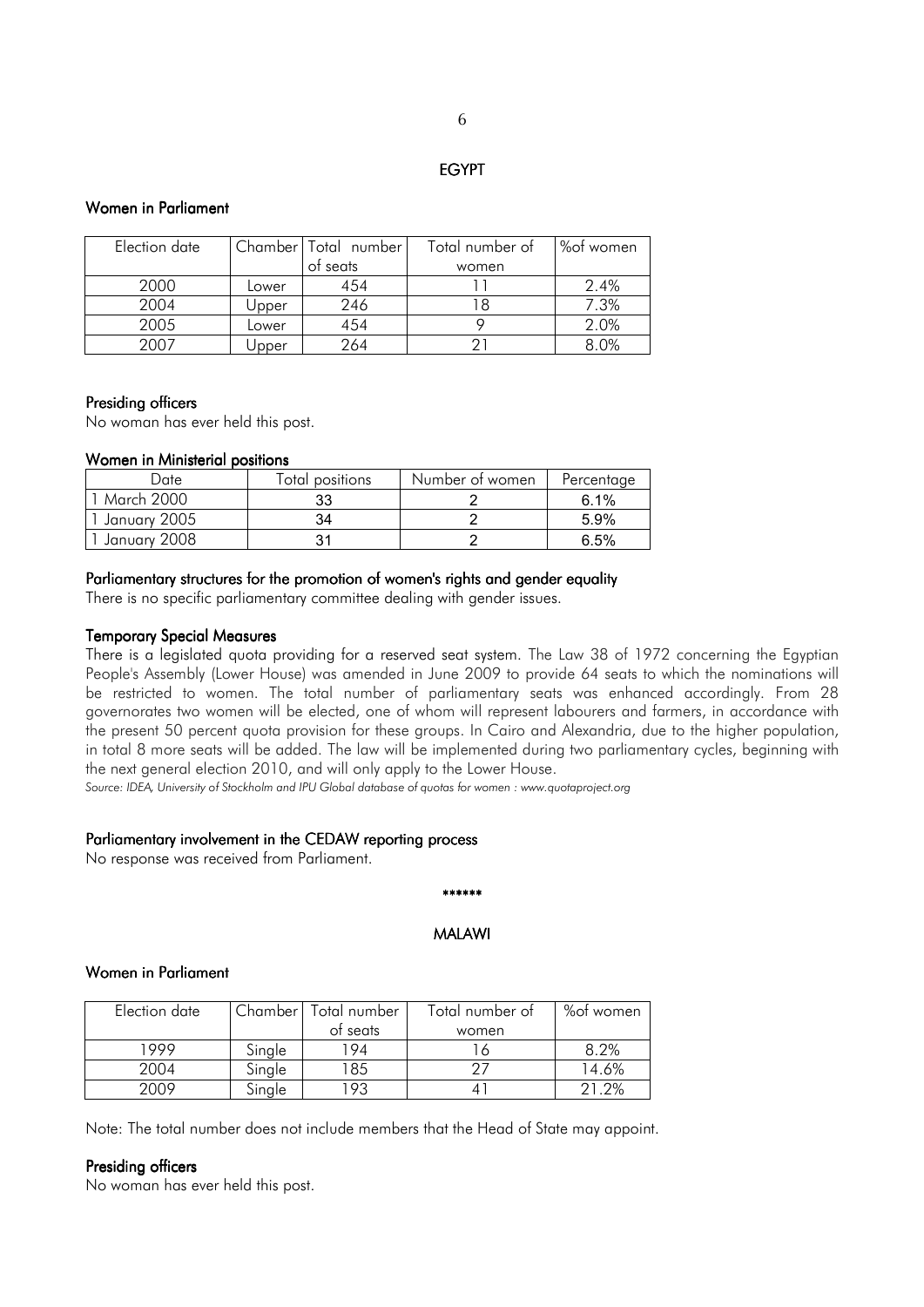## EGYPT

### Women in Parliament

| Election date | Chamber | Total number of seats | Total number of women | %of women |
|---|---|---|---|---|
| 2000 | Lower | 454 | 11 | 2.4% |
| 2004 | Upper | 246 | 18 | 7.3% |
| 2005 | Lower | 454 | 9 | 2.0% |
| 2007 | Upper | 264 | 21 | 8.0% |

### Presiding officers

No woman has ever held this post.

### Women in Ministerial positions

| Date | Total positions | Number of women | Percentage |
|---|---|---|---|
| 1 March 2000 | 33 | 2 | 6.1% |
| 1 January 2005 | 34 | 2 | 5.9% |
| 1 January 2008 | 31 | 2 | 6.5% |

### Parliamentary structures for the promotion of women's rights and gender equality

There is no specific parliamentary committee dealing with gender issues.

### Temporary Special Measures

There is a legislated quota providing for a reserved seat system. The Law 38 of 1972 concerning the Egyptian People's Assembly (Lower House) was amended in June 2009 to provide 64 seats to which the nominations will be restricted to women. The total number of parliamentary seats was enhanced accordingly. From 28 governorates two women will be elected, one of whom will represent labourers and farmers, in accordance with the present 50 percent quota provision for these groups. In Cairo and Alexandria, due to the higher population, in total 8 more seats will be added. The law will be implemented during two parliamentary cycles, beginning with the next general election 2010, and will only apply to the Lower House.

*Source: IDEA, University of Stockholm and IPU Global database of quotas for women : www.quotaproject.org*

### Parliamentary involvement in the CEDAW reporting process

No response was received from Parliament.

******

## MALAWI

### Women in Parliament

| Election date | Chamber | Total number of seats | Total number of women | %of women |
|---|---|---|---|---|
| 1999 | Single | 194 | 16 | 8.2% |
| 2004 | Single | 185 | 27 | 14.6% |
| 2009 | Single | 193 | 41 | 21.2% |

Note: The total number does not include members that the Head of State may appoint.

### Presiding officers

No woman has ever held this post.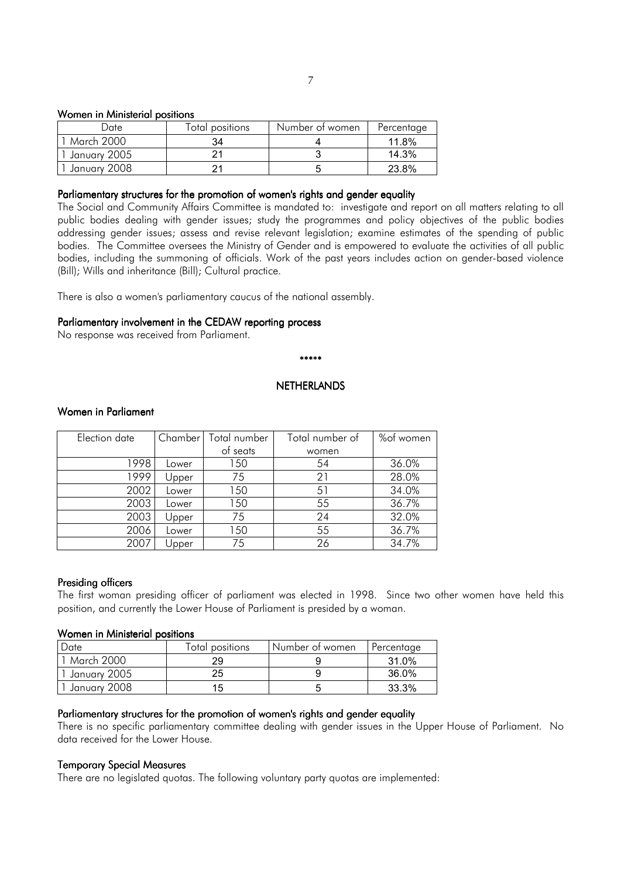### Women in Ministerial positions

| Date | Total positions | Number of women | Percentage |
|---|---|---|---|
| 1 March 2000 | 34 | 4 | 11.8% |
| 1 January 2005 | 21 | 3 | 14.3% |
| 1 January 2008 | 21 | 5 | 23.8% |

### Parliamentary structures for the promotion of women's rights and gender equality

The Social and Community Affairs Committee is mandated to: investigate and report on all matters relating to all public bodies dealing with gender issues; study the programmes and policy objectives of the public bodies addressing gender issues; assess and revise relevant legislation; examine estimates of the spending of public bodies. The Committee oversees the Ministry of Gender and is empowered to evaluate the activities of all public bodies, including the summoning of officials. Work of the past years includes action on gender-based violence (Bill); Wills and inheritance (Bill); Cultural practice.

There is also a women's parliamentary caucus of the national assembly.

### Parliamentary involvement in the CEDAW reporting process

No response was received from Parliament.

*****

## NETHERLANDS

### Women in Parliament

| Election date | Chamber | Total number of seats | Total number of women | %of women |
|---|---|---|---|---|
| 1998 | Lower | 150 | 54 | 36.0% |
| 1999 | Upper | 75 | 21 | 28.0% |
| 2002 | Lower | 150 | 51 | 34.0% |
| 2003 | Lower | 150 | 55 | 36.7% |
| 2003 | Upper | 75 | 24 | 32.0% |
| 2006 | Lower | 150 | 55 | 36.7% |
| 2007 | Upper | 75 | 26 | 34.7% |

### Presiding officers

The first woman presiding officer of parliament was elected in 1998. Since two other women have held this position, and currently the Lower House of Parliament is presided by a woman.

### Women in Ministerial positions

| Date | Total positions | Number of women | Percentage |
|---|---|---|---|
| 1 March 2000 | 29 | 9 | 31.0% |
| 1 January 2005 | 25 | 9 | 36.0% |
| 1 January 2008 | 15 | 5 | 33.3% |

### Parliamentary structures for the promotion of women's rights and gender equality

There is no specific parliamentary committee dealing with gender issues in the Upper House of Parliament. No data received for the Lower House.

### Temporary Special Measures

There are no legislated quotas. The following voluntary party quotas are implemented: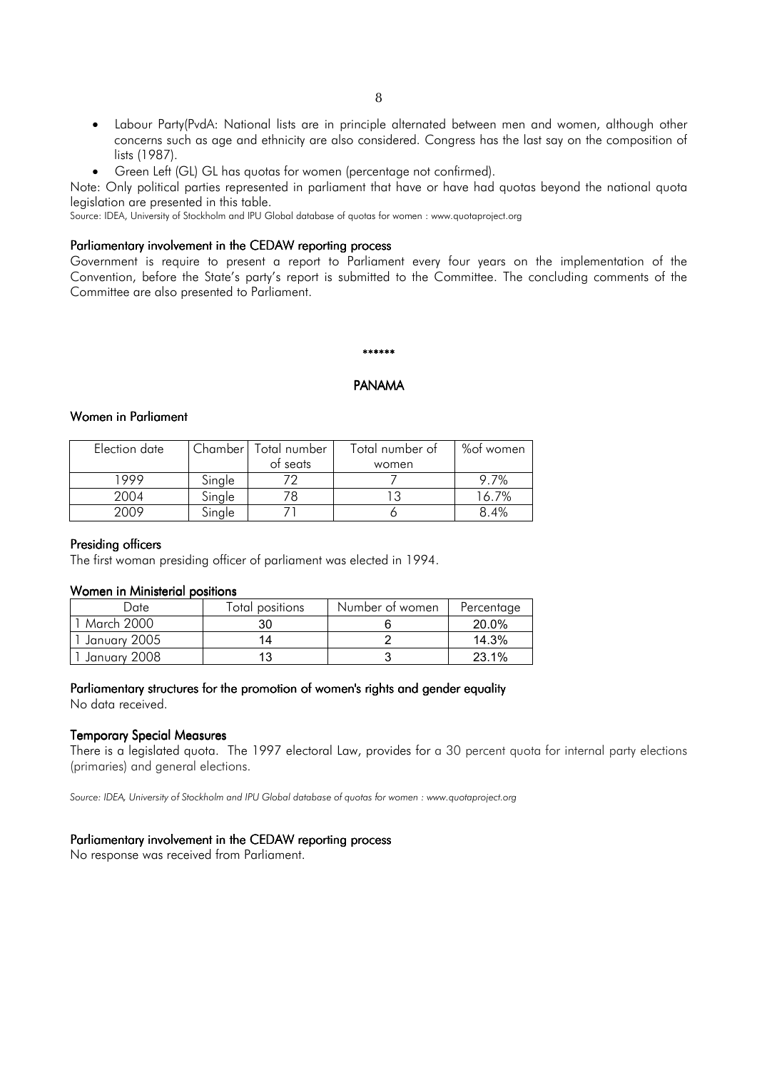- Labour Party(PvdA: National lists are in principle alternated between men and women, although other concerns such as age and ethnicity are also considered. Congress has the last say on the composition of lists (1987).
- Green Left (GL) GL has quotas for women (percentage not confirmed).

Note: Only political parties represented in parliament that have or have had quotas beyond the national quota legislation are presented in this table.

Source: IDEA, University of Stockholm and IPU Global database of quotas for women : www.quotaproject.org

### Parliamentary involvement in the CEDAW reporting process

Government is require to present a report to Parliament every four years on the implementation of the Convention, before the State's party's report is submitted to the Committee. The concluding comments of the Committee are also presented to Parliament.

******

## PANAMA

### Women in Parliament

| Election date | Chamber | Total number of seats | Total number of women | %of women |
|---|---|---|---|---|
| 1999 | Single | 72 | 7 | 9.7% |
| 2004 | Single | 78 | 13 | 16.7% |
| 2009 | Single | 71 | 6 | 8.4% |

### Presiding officers

The first woman presiding officer of parliament was elected in 1994.

### Women in Ministerial positions

| Date | Total positions | Number of women | Percentage |
|---|---|---|---|
| 1 March 2000 | 30 | 6 | 20.0% |
| 1 January 2005 | 14 | 2 | 14.3% |
| 1 January 2008 | 13 | 3 | 23.1% |

### Parliamentary structures for the promotion of women's rights and gender equality

No data received.

### Temporary Special Measures

There is a legislated quota. The 1997 electoral Law, provides for a 30 percent quota for internal party elections (primaries) and general elections.

*Source: IDEA, University of Stockholm and IPU Global database of quotas for women : www.quotaproject.org*

### Parliamentary involvement in the CEDAW reporting process

No response was received from Parliament.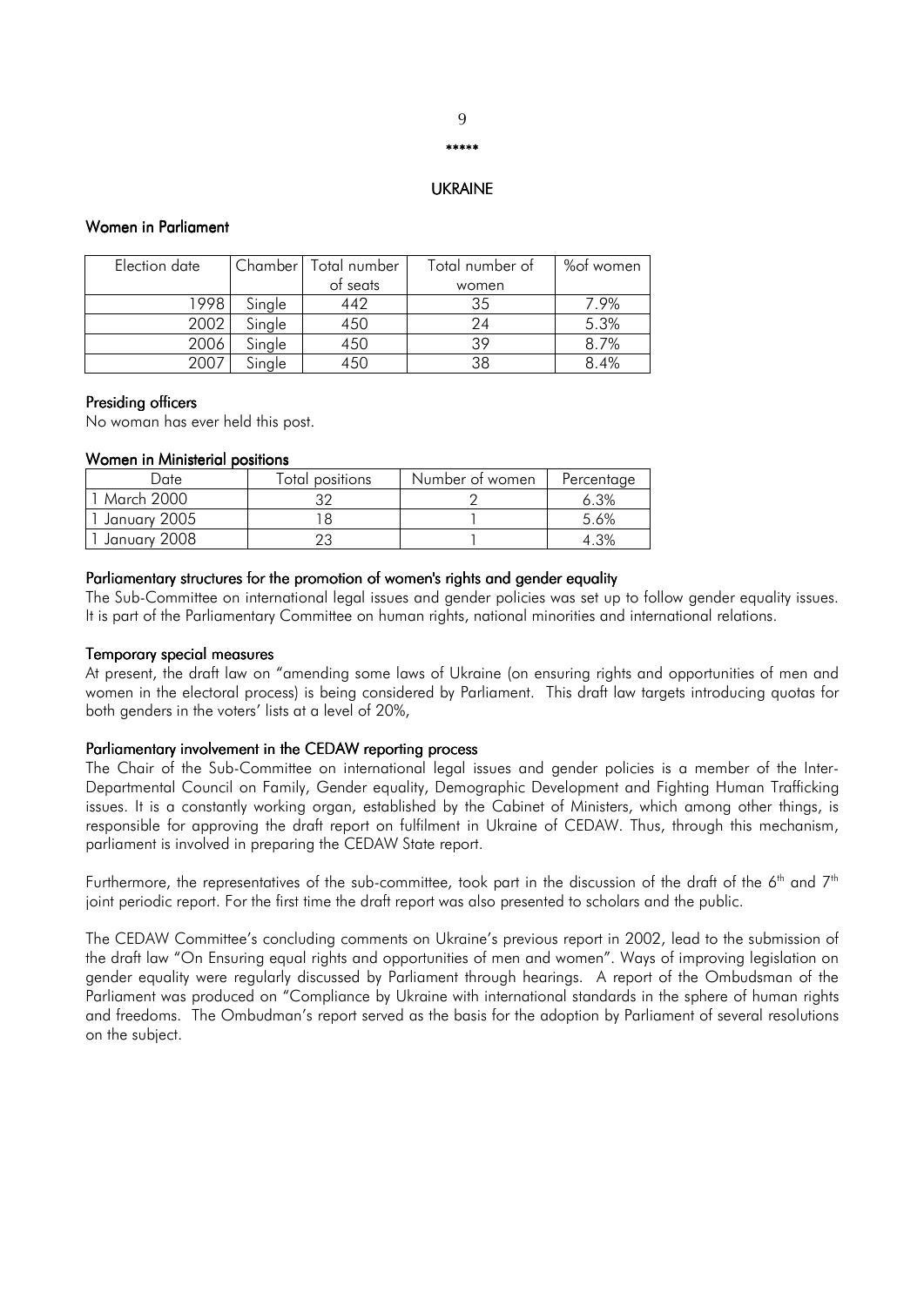\*\*\*\*\*

## UKRAINE

### Women in Parliament

| Election date | Chamber | Total number of seats | Total number of women | %of women |
|---|---|---|---|---|
| 1998 | Single | 442 | 35 | 7.9% |
| 2002 | Single | 450 | 24 | 5.3% |
| 2006 | Single | 450 | 39 | 8.7% |
| 2007 | Single | 450 | 38 | 8.4% |

### Presiding officers

No woman has ever held this post.

### Women in Ministerial positions

| Date | Total positions | Number of women | Percentage |
|---|---|---|---|
| 1 March 2000 | 32 | 2 | 6.3% |
| 1 January 2005 | 18 | 1 | 5.6% |
| 1 January 2008 | 23 | 1 | 4.3% |

### Parliamentary structures for the promotion of women's rights and gender equality

The Sub-Committee on international legal issues and gender policies was set up to follow gender equality issues. It is part of the Parliamentary Committee on human rights, national minorities and international relations.

### Temporary special measures

At present, the draft law on "amending some laws of Ukraine (on ensuring rights and opportunities of men and women in the electoral process) is being considered by Parliament. This draft law targets introducing quotas for both genders in the voters' lists at a level of 20%,

### Parliamentary involvement in the CEDAW reporting process

The Chair of the Sub-Committee on international legal issues and gender policies is a member of the Inter-Departmental Council on Family, Gender equality, Demographic Development and Fighting Human Trafficking issues. It is a constantly working organ, established by the Cabinet of Ministers, which among other things, is responsible for approving the draft report on fulfilment in Ukraine of CEDAW. Thus, through this mechanism, parliament is involved in preparing the CEDAW State report.

Furthermore, the representatives of the sub-committee, took part in the discussion of the draft of the 6th and 7th joint periodic report. For the first time the draft report was also presented to scholars and the public.

The CEDAW Committee's concluding comments on Ukraine's previous report in 2002, lead to the submission of the draft law "On Ensuring equal rights and opportunities of men and women". Ways of improving legislation on gender equality were regularly discussed by Parliament through hearings. A report of the Ombudsman of the Parliament was produced on "Compliance by Ukraine with international standards in the sphere of human rights and freedoms. The Ombudman's report served as the basis for the adoption by Parliament of several resolutions on the subject.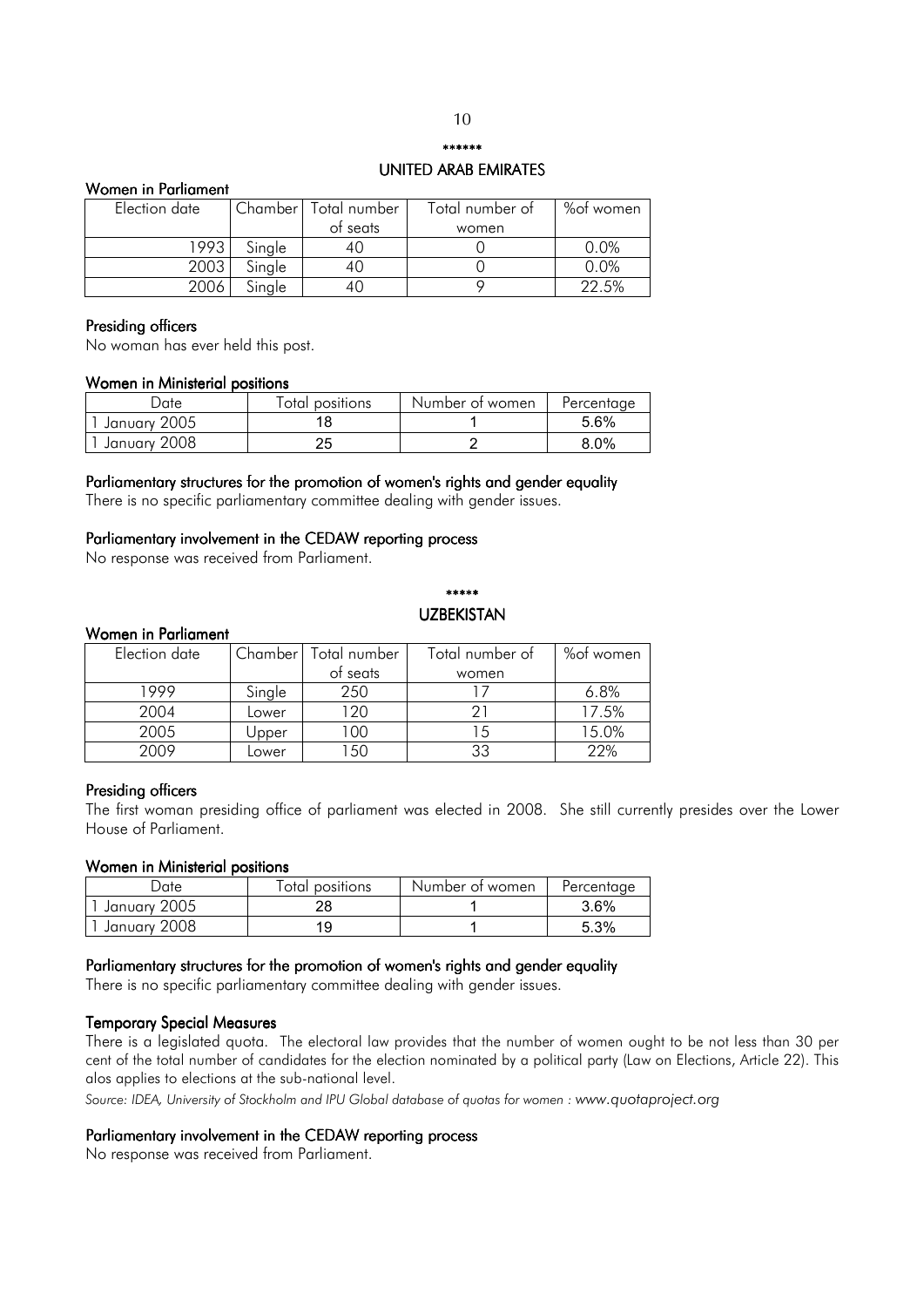\*\*\*\*\*\*

## UNITED ARAB EMIRATES

### Women in Parliament

| Election date | Chamber | Total number of seats | Total number of women | %of women |
|---|---|---|---|---|
| 1993 | Single | 40 | 0 | 0.0% |
| 2003 | Single | 40 | 0 | 0.0% |
| 2006 | Single | 40 | 9 | 22.5% |

### Presiding officers

No woman has ever held this post.

### Women in Ministerial positions

| Date | Total positions | Number of women | Percentage |
|---|---|---|---|
| 1 January 2005 | 18 | 1 | 5.6% |
| 1 January 2008 | 25 | 2 | 8.0% |

### Parliamentary structures for the promotion of women's rights and gender equality

There is no specific parliamentary committee dealing with gender issues.

### Parliamentary involvement in the CEDAW reporting process

No response was received from Parliament.

\*\*\*\*\*

## UZBEKISTAN

### Women in Parliament

| Election date | Chamber | Total number of seats | Total number of women | %of women |
|---|---|---|---|---|
| 1999 | Single | 250 | 17 | 6.8% |
| 2004 | Lower | 120 | 21 | 17.5% |
| 2005 | Upper | 100 | 15 | 15.0% |
| 2009 | Lower | 150 | 33 | 22% |

### Presiding officers

The first woman presiding office of parliament was elected in 2008. She still currently presides over the Lower House of Parliament.

### Women in Ministerial positions

| Date | Total positions | Number of women | Percentage |
|---|---|---|---|
| 1 January 2005 | 28 | 1 | 3.6% |
| 1 January 2008 | 19 | 1 | 5.3% |

### Parliamentary structures for the promotion of women's rights and gender equality

There is no specific parliamentary committee dealing with gender issues.

### Temporary Special Measures

There is a legislated quota. The electoral law provides that the number of women ought to be not less than 30 per cent of the total number of candidates for the election nominated by a political party (Law on Elections, Article 22). This alos applies to elections at the sub-national level.

*Source: IDEA, University of Stockholm and IPU Global database of quotas for women : www.quotaproject.org*

### Parliamentary involvement in the CEDAW reporting process

No response was received from Parliament.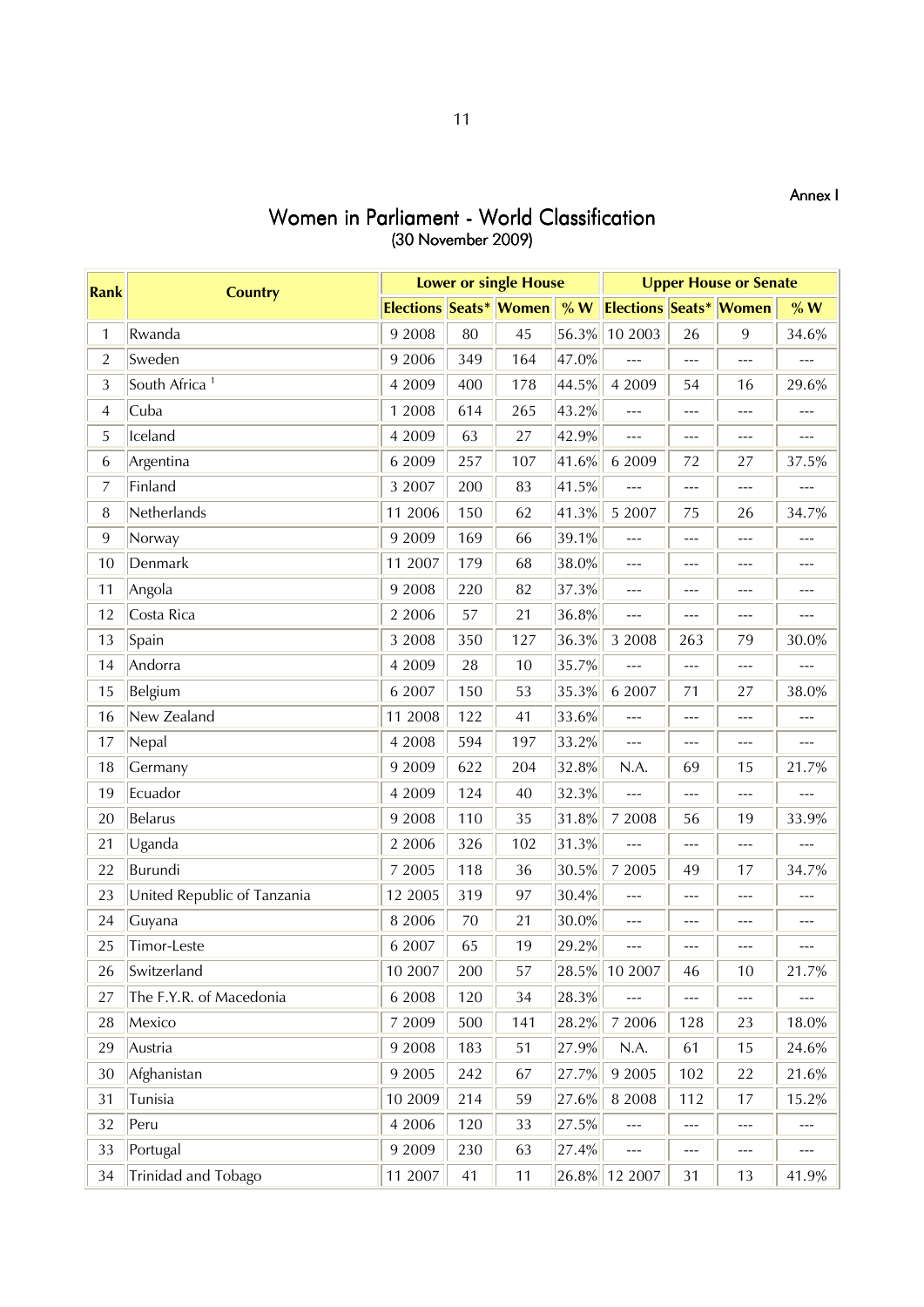Annex I

# Women in Parliament - World Classification

(30 November 2009)

| Rank | Country | Lower or single House | | | | Upper House or Senate | | | |
|---|---|---|---|---|---|---|---|---|---|
| | | Elections | Seats* | Women | % W | Elections | Seats* | Women | % W |
| 1 | Rwanda | 9 2008 | 80 | 45 | 56.3% | 10 2003 | 26 | 9 | 34.6% |
| 2 | Sweden | 9 2006 | 349 | 164 | 47.0% | --- | --- | --- | --- |
| 3 | South Africa [1] | 4 2009 | 400 | 178 | 44.5% | 4 2009 | 54 | 16 | 29.6% |
| 4 | Cuba | 1 2008 | 614 | 265 | 43.2% | --- | --- | --- | --- |
| 5 | Iceland | 4 2009 | 63 | 27 | 42.9% | --- | --- | --- | --- |
| 6 | Argentina | 6 2009 | 257 | 107 | 41.6% | 6 2009 | 72 | 27 | 37.5% |
| 7 | Finland | 3 2007 | 200 | 83 | 41.5% | --- | --- | --- | --- |
| 8 | Netherlands | 11 2006 | 150 | 62 | 41.3% | 5 2007 | 75 | 26 | 34.7% |
| 9 | Norway | 9 2009 | 169 | 66 | 39.1% | --- | --- | --- | --- |
| 10 | Denmark | 11 2007 | 179 | 68 | 38.0% | --- | --- | --- | --- |
| 11 | Angola | 9 2008 | 220 | 82 | 37.3% | --- | --- | --- | --- |
| 12 | Costa Rica | 2 2006 | 57 | 21 | 36.8% | --- | --- | --- | --- |
| 13 | Spain | 3 2008 | 350 | 127 | 36.3% | 3 2008 | 263 | 79 | 30.0% |
| 14 | Andorra | 4 2009 | 28 | 10 | 35.7% | --- | --- | --- | --- |
| 15 | Belgium | 6 2007 | 150 | 53 | 35.3% | 6 2007 | 71 | 27 | 38.0% |
| 16 | New Zealand | 11 2008 | 122 | 41 | 33.6% | --- | --- | --- | --- |
| 17 | Nepal | 4 2008 | 594 | 197 | 33.2% | --- | --- | --- | --- |
| 18 | Germany | 9 2009 | 622 | 204 | 32.8% | N.A. | 69 | 15 | 21.7% |
| 19 | Ecuador | 4 2009 | 124 | 40 | 32.3% | --- | --- | --- | --- |
| 20 | Belarus | 9 2008 | 110 | 35 | 31.8% | 7 2008 | 56 | 19 | 33.9% |
| 21 | Uganda | 2 2006 | 326 | 102 | 31.3% | --- | --- | --- | --- |
| 22 | Burundi | 7 2005 | 118 | 36 | 30.5% | 7 2005 | 49 | 17 | 34.7% |
| 23 | United Republic of Tanzania | 12 2005 | 319 | 97 | 30.4% | --- | --- | --- | --- |
| 24 | Guyana | 8 2006 | 70 | 21 | 30.0% | --- | --- | --- | --- |
| 25 | Timor-Leste | 6 2007 | 65 | 19 | 29.2% | --- | --- | --- | --- |
| 26 | Switzerland | 10 2007 | 200 | 57 | 28.5% | 10 2007 | 46 | 10 | 21.7% |
| 27 | The F.Y.R. of Macedonia | 6 2008 | 120 | 34 | 28.3% | --- | --- | --- | --- |
| 28 | Mexico | 7 2009 | 500 | 141 | 28.2% | 7 2006 | 128 | 23 | 18.0% |
| 29 | Austria | 9 2008 | 183 | 51 | 27.9% | N.A. | 61 | 15 | 24.6% |
| 30 | Afghanistan | 9 2005 | 242 | 67 | 27.7% | 9 2005 | 102 | 22 | 21.6% |
| 31 | Tunisia | 10 2009 | 214 | 59 | 27.6% | 8 2008 | 112 | 17 | 15.2% |
| 32 | Peru | 4 2006 | 120 | 33 | 27.5% | --- | --- | --- | --- |
| 33 | Portugal | 9 2009 | 230 | 63 | 27.4% | --- | --- | --- | --- |
| 34 | Trinidad and Tobago | 11 2007 | 41 | 11 | 26.8% | 12 2007 | 31 | 13 | 41.9% |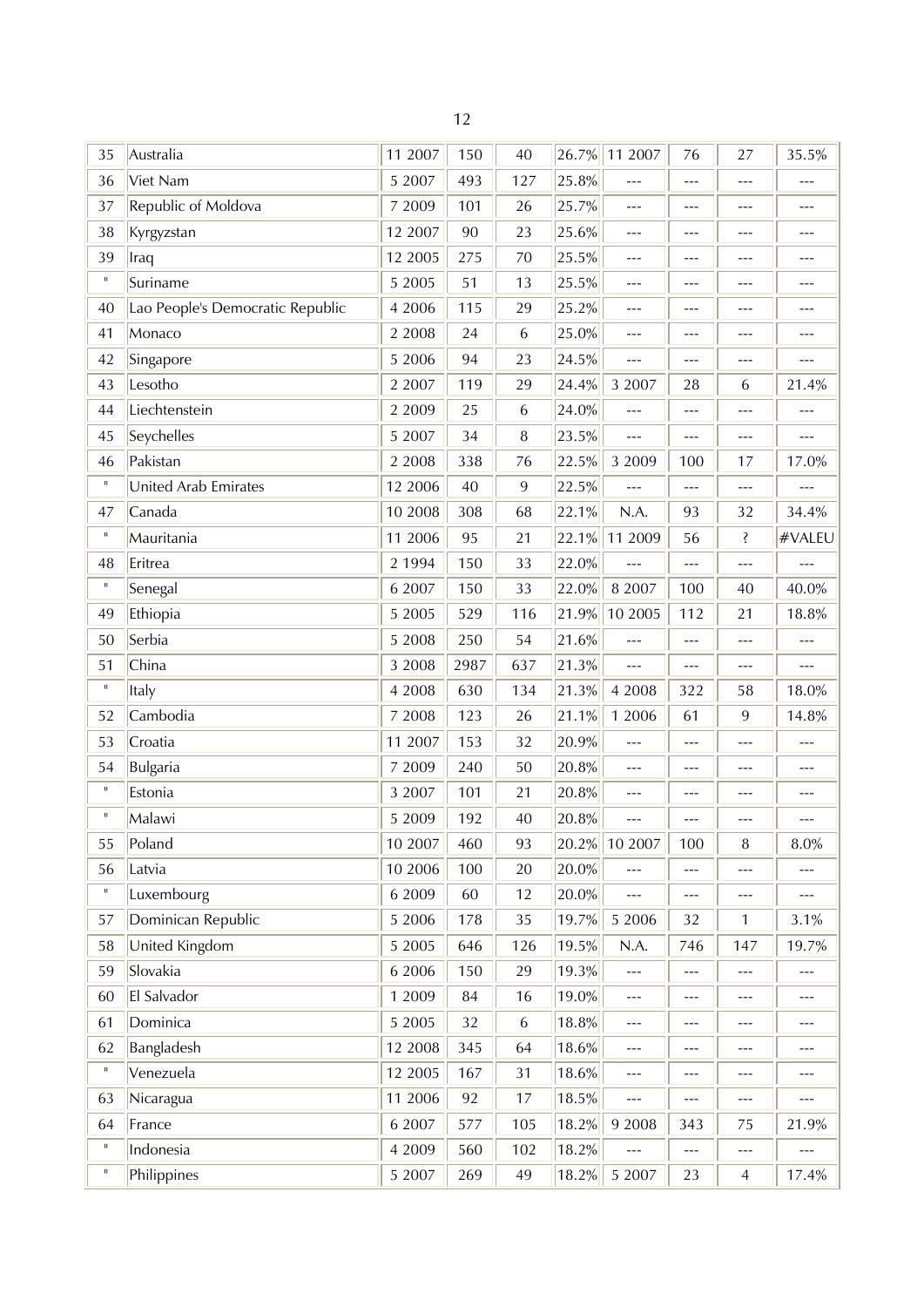| | | | | | | | | | |
|---|---|---|---|---|---|---|---|---|---|
| 35 | Australia | 11 2007 | 150 | 40 | 26.7% | 11 2007 | 76 | 27 | 35.5% |
| 36 | Viet Nam | 5 2007 | 493 | 127 | 25.8% | --- | --- | --- | --- |
| 37 | Republic of Moldova | 7 2009 | 101 | 26 | 25.7% | --- | --- | --- | --- |
| 38 | Kyrgyzstan | 12 2007 | 90 | 23 | 25.6% | --- | --- | --- | --- |
| 39 | Iraq | 12 2005 | 275 | 70 | 25.5% | --- | --- | --- | --- |
| " | Suriname | 5 2005 | 51 | 13 | 25.5% | --- | --- | --- | --- |
| 40 | Lao People's Democratic Republic | 4 2006 | 115 | 29 | 25.2% | --- | --- | --- | --- |
| 41 | Monaco | 2 2008 | 24 | 6 | 25.0% | --- | --- | --- | --- |
| 42 | Singapore | 5 2006 | 94 | 23 | 24.5% | --- | --- | --- | --- |
| 43 | Lesotho | 2 2007 | 119 | 29 | 24.4% | 3 2007 | 28 | 6 | 21.4% |
| 44 | Liechtenstein | 2 2009 | 25 | 6 | 24.0% | --- | --- | --- | --- |
| 45 | Seychelles | 5 2007 | 34 | 8 | 23.5% | --- | --- | --- | --- |
| 46 | Pakistan | 2 2008 | 338 | 76 | 22.5% | 3 2009 | 100 | 17 | 17.0% |
| " | United Arab Emirates | 12 2006 | 40 | 9 | 22.5% | --- | --- | --- | --- |
| 47 | Canada | 10 2008 | 308 | 68 | 22.1% | N.A. | 93 | 32 | 34.4% |
| " | Mauritania | 11 2006 | 95 | 21 | 22.1% | 11 2009 | 56 | ? | #VALEU |
| 48 | Eritrea | 2 1994 | 150 | 33 | 22.0% | --- | --- | --- | --- |
| " | Senegal | 6 2007 | 150 | 33 | 22.0% | 8 2007 | 100 | 40 | 40.0% |
| 49 | Ethiopia | 5 2005 | 529 | 116 | 21.9% | 10 2005 | 112 | 21 | 18.8% |
| 50 | Serbia | 5 2008 | 250 | 54 | 21.6% | --- | --- | --- | --- |
| 51 | China | 3 2008 | 2987 | 637 | 21.3% | --- | --- | --- | --- |
| " | Italy | 4 2008 | 630 | 134 | 21.3% | 4 2008 | 322 | 58 | 18.0% |
| 52 | Cambodia | 7 2008 | 123 | 26 | 21.1% | 1 2006 | 61 | 9 | 14.8% |
| 53 | Croatia | 11 2007 | 153 | 32 | 20.9% | --- | --- | --- | --- |
| 54 | Bulgaria | 7 2009 | 240 | 50 | 20.8% | --- | --- | --- | --- |
| " | Estonia | 3 2007 | 101 | 21 | 20.8% | --- | --- | --- | --- |
| " | Malawi | 5 2009 | 192 | 40 | 20.8% | --- | --- | --- | --- |
| 55 | Poland | 10 2007 | 460 | 93 | 20.2% | 10 2007 | 100 | 8 | 8.0% |
| 56 | Latvia | 10 2006 | 100 | 20 | 20.0% | --- | --- | --- | --- |
| " | Luxembourg | 6 2009 | 60 | 12 | 20.0% | --- | --- | --- | --- |
| 57 | Dominican Republic | 5 2006 | 178 | 35 | 19.7% | 5 2006 | 32 | 1 | 3.1% |
| 58 | United Kingdom | 5 2005 | 646 | 126 | 19.5% | N.A. | 746 | 147 | 19.7% |
| 59 | Slovakia | 6 2006 | 150 | 29 | 19.3% | --- | --- | --- | --- |
| 60 | El Salvador | 1 2009 | 84 | 16 | 19.0% | --- | --- | --- | --- |
| 61 | Dominica | 5 2005 | 32 | 6 | 18.8% | --- | --- | --- | --- |
| 62 | Bangladesh | 12 2008 | 345 | 64 | 18.6% | --- | --- | --- | --- |
| " | Venezuela | 12 2005 | 167 | 31 | 18.6% | --- | --- | --- | --- |
| 63 | Nicaragua | 11 2006 | 92 | 17 | 18.5% | --- | --- | --- | --- |
| 64 | France | 6 2007 | 577 | 105 | 18.2% | 9 2008 | 343 | 75 | 21.9% |
| " | Indonesia | 4 2009 | 560 | 102 | 18.2% | --- | --- | --- | --- |
| " | Philippines | 5 2007 | 269 | 49 | 18.2% | 5 2007 | 23 | 4 | 17.4% |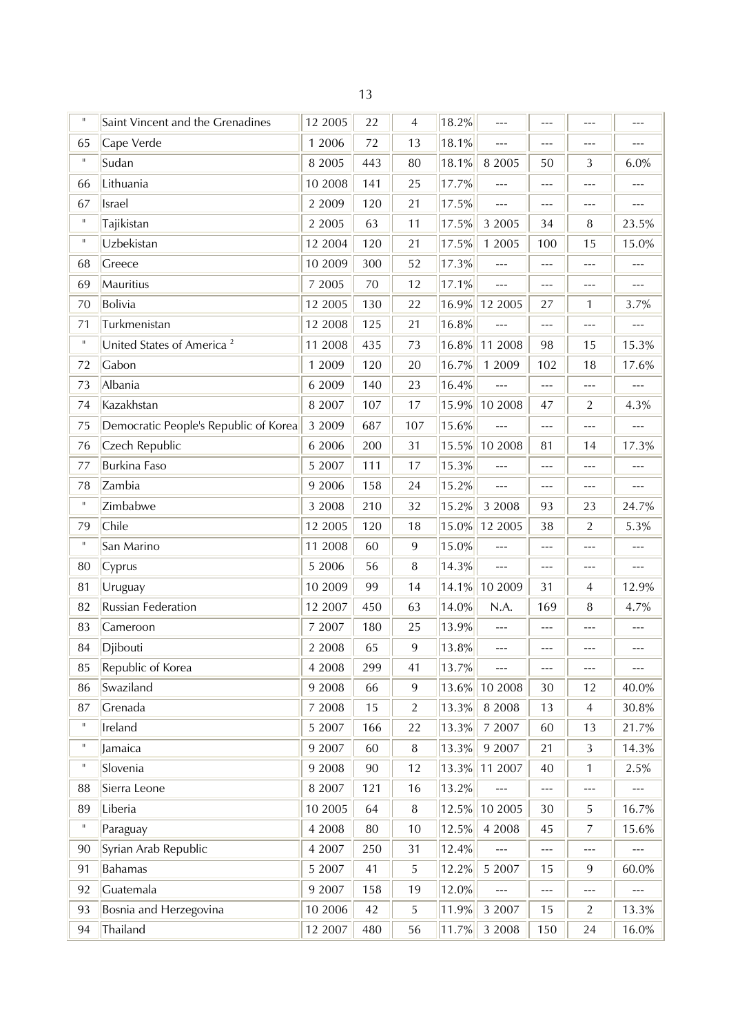| | | | | | | | | | |
|---|---|---|---|---|---|---|---|---|---|
| " | Saint Vincent and the Grenadines | 12 2005 | 22 | 4 | 18.2% | --- | --- | --- | --- |
| 65 | Cape Verde | 1 2006 | 72 | 13 | 18.1% | --- | --- | --- | --- |
| " | Sudan | 8 2005 | 443 | 80 | 18.1% | 8 2005 | 50 | 3 | 6.0% |
| 66 | Lithuania | 10 2008 | 141 | 25 | 17.7% | --- | --- | --- | --- |
| 67 | Israel | 2 2009 | 120 | 21 | 17.5% | --- | --- | --- | --- |
| " | Tajikistan | 2 2005 | 63 | 11 | 17.5% | 3 2005 | 34 | 8 | 23.5% |
| " | Uzbekistan | 12 2004 | 120 | 21 | 17.5% | 1 2005 | 100 | 15 | 15.0% |
| 68 | Greece | 10 2009 | 300 | 52 | 17.3% | --- | --- | --- | --- |
| 69 | Mauritius | 7 2005 | 70 | 12 | 17.1% | --- | --- | --- | --- |
| 70 | Bolivia | 12 2005 | 130 | 22 | 16.9% | 12 2005 | 27 | 1 | 3.7% |
| 71 | Turkmenistan | 12 2008 | 125 | 21 | 16.8% | --- | --- | --- | --- |
| " | United States of America [2] | 11 2008 | 435 | 73 | 16.8% | 11 2008 | 98 | 15 | 15.3% |
| 72 | Gabon | 1 2009 | 120 | 20 | 16.7% | 1 2009 | 102 | 18 | 17.6% |
| 73 | Albania | 6 2009 | 140 | 23 | 16.4% | --- | --- | --- | --- |
| 74 | Kazakhstan | 8 2007 | 107 | 17 | 15.9% | 10 2008 | 47 | 2 | 4.3% |
| 75 | Democratic People's Republic of Korea | 3 2009 | 687 | 107 | 15.6% | --- | --- | --- | --- |
| 76 | Czech Republic | 6 2006 | 200 | 31 | 15.5% | 10 2008 | 81 | 14 | 17.3% |
| 77 | Burkina Faso | 5 2007 | 111 | 17 | 15.3% | --- | --- | --- | --- |
| 78 | Zambia | 9 2006 | 158 | 24 | 15.2% | --- | --- | --- | --- |
| " | Zimbabwe | 3 2008 | 210 | 32 | 15.2% | 3 2008 | 93 | 23 | 24.7% |
| 79 | Chile | 12 2005 | 120 | 18 | 15.0% | 12 2005 | 38 | 2 | 5.3% |
| " | San Marino | 11 2008 | 60 | 9 | 15.0% | --- | --- | --- | --- |
| 80 | Cyprus | 5 2006 | 56 | 8 | 14.3% | --- | --- | --- | --- |
| 81 | Uruguay | 10 2009 | 99 | 14 | 14.1% | 10 2009 | 31 | 4 | 12.9% |
| 82 | Russian Federation | 12 2007 | 450 | 63 | 14.0% | N.A. | 169 | 8 | 4.7% |
| 83 | Cameroon | 7 2007 | 180 | 25 | 13.9% | --- | --- | --- | --- |
| 84 | Djibouti | 2 2008 | 65 | 9 | 13.8% | --- | --- | --- | --- |
| 85 | Republic of Korea | 4 2008 | 299 | 41 | 13.7% | --- | --- | --- | --- |
| 86 | Swaziland | 9 2008 | 66 | 9 | 13.6% | 10 2008 | 30 | 12 | 40.0% |
| 87 | Grenada | 7 2008 | 15 | 2 | 13.3% | 8 2008 | 13 | 4 | 30.8% |
| " | Ireland | 5 2007 | 166 | 22 | 13.3% | 7 2007 | 60 | 13 | 21.7% |
| " | Jamaica | 9 2007 | 60 | 8 | 13.3% | 9 2007 | 21 | 3 | 14.3% |
| " | Slovenia | 9 2008 | 90 | 12 | 13.3% | 11 2007 | 40 | 1 | 2.5% |
| 88 | Sierra Leone | 8 2007 | 121 | 16 | 13.2% | --- | --- | --- | --- |
| 89 | Liberia | 10 2005 | 64 | 8 | 12.5% | 10 2005 | 30 | 5 | 16.7% |
| " | Paraguay | 4 2008 | 80 | 10 | 12.5% | 4 2008 | 45 | 7 | 15.6% |
| 90 | Syrian Arab Republic | 4 2007 | 250 | 31 | 12.4% | --- | --- | --- | --- |
| 91 | Bahamas | 5 2007 | 41 | 5 | 12.2% | 5 2007 | 15 | 9 | 60.0% |
| 92 | Guatemala | 9 2007 | 158 | 19 | 12.0% | --- | --- | --- | --- |
| 93 | Bosnia and Herzegovina | 10 2006 | 42 | 5 | 11.9% | 3 2007 | 15 | 2 | 13.3% |
| 94 | Thailand | 12 2007 | 480 | 56 | 11.7% | 3 2008 | 150 | 24 | 16.0% |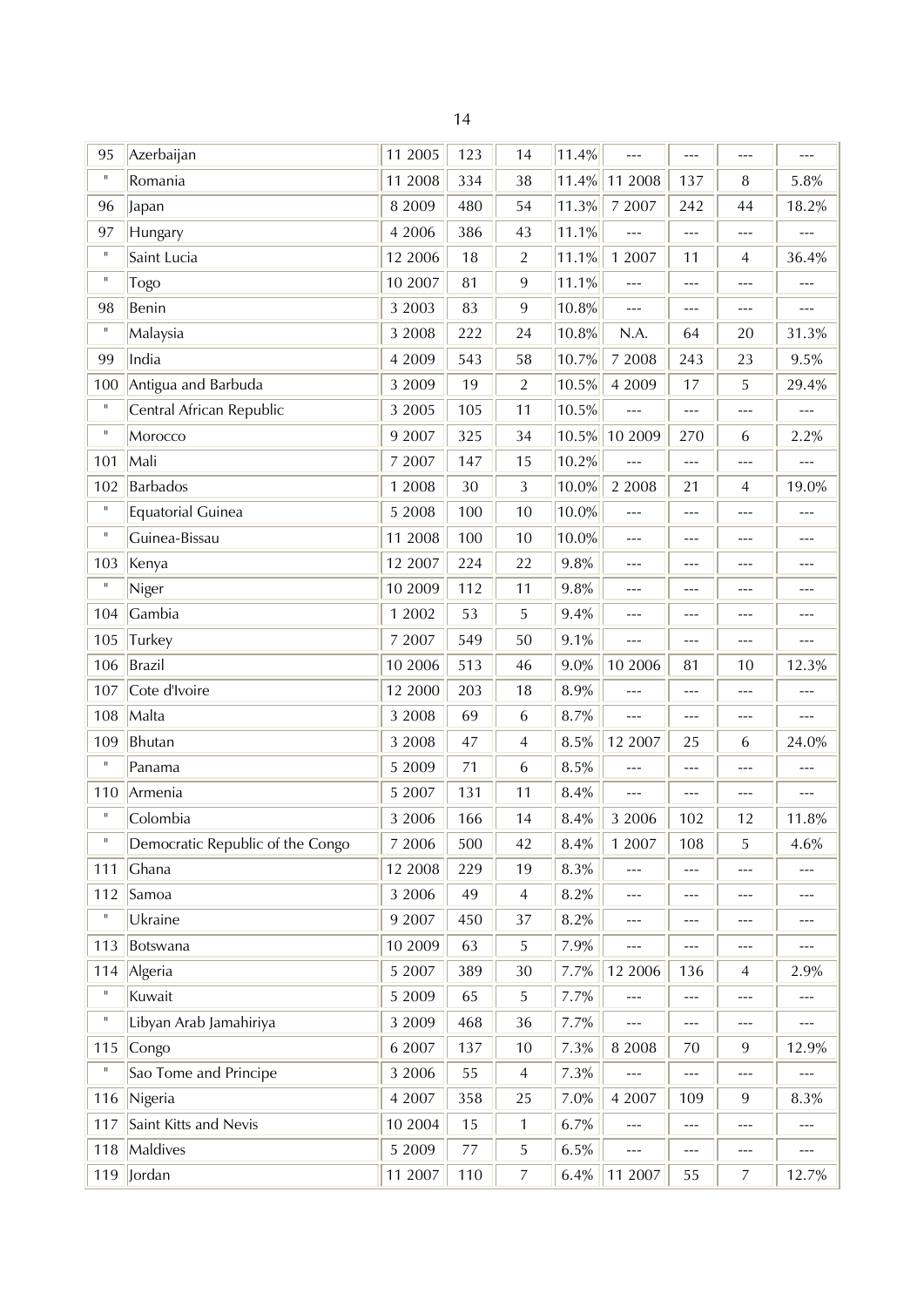| | | | | | | | | | |
|---|---|---|---|---|---|---|---|---|---|
| 95 | Azerbaijan | 11 2005 | 123 | 14 | 11.4% | --- | --- | --- | --- |
| " | Romania | 11 2008 | 334 | 38 | 11.4% | 11 2008 | 137 | 8 | 5.8% |
| 96 | Japan | 8 2009 | 480 | 54 | 11.3% | 7 2007 | 242 | 44 | 18.2% |
| 97 | Hungary | 4 2006 | 386 | 43 | 11.1% | --- | --- | --- | --- |
| " | Saint Lucia | 12 2006 | 18 | 2 | 11.1% | 1 2007 | 11 | 4 | 36.4% |
| " | Togo | 10 2007 | 81 | 9 | 11.1% | --- | --- | --- | --- |
| 98 | Benin | 3 2003 | 83 | 9 | 10.8% | --- | --- | --- | --- |
| " | Malaysia | 3 2008 | 222 | 24 | 10.8% | N.A. | 64 | 20 | 31.3% |
| 99 | India | 4 2009 | 543 | 58 | 10.7% | 7 2008 | 243 | 23 | 9.5% |
| 100 | Antigua and Barbuda | 3 2009 | 19 | 2 | 10.5% | 4 2009 | 17 | 5 | 29.4% |
| " | Central African Republic | 3 2005 | 105 | 11 | 10.5% | --- | --- | --- | --- |
| " | Morocco | 9 2007 | 325 | 34 | 10.5% | 10 2009 | 270 | 6 | 2.2% |
| 101 | Mali | 7 2007 | 147 | 15 | 10.2% | --- | --- | --- | --- |
| 102 | Barbados | 1 2008 | 30 | 3 | 10.0% | 2 2008 | 21 | 4 | 19.0% |
| " | Equatorial Guinea | 5 2008 | 100 | 10 | 10.0% | --- | --- | --- | --- |
| " | Guinea-Bissau | 11 2008 | 100 | 10 | 10.0% | --- | --- | --- | --- |
| 103 | Kenya | 12 2007 | 224 | 22 | 9.8% | --- | --- | --- | --- |
| " | Niger | 10 2009 | 112 | 11 | 9.8% | --- | --- | --- | --- |
| 104 | Gambia | 1 2002 | 53 | 5 | 9.4% | --- | --- | --- | --- |
| 105 | Turkey | 7 2007 | 549 | 50 | 9.1% | --- | --- | --- | --- |
| 106 | Brazil | 10 2006 | 513 | 46 | 9.0% | 10 2006 | 81 | 10 | 12.3% |
| 107 | Cote d'Ivoire | 12 2000 | 203 | 18 | 8.9% | --- | --- | --- | --- |
| 108 | Malta | 3 2008 | 69 | 6 | 8.7% | --- | --- | --- | --- |
| 109 | Bhutan | 3 2008 | 47 | 4 | 8.5% | 12 2007 | 25 | 6 | 24.0% |
| " | Panama | 5 2009 | 71 | 6 | 8.5% | --- | --- | --- | --- |
| 110 | Armenia | 5 2007 | 131 | 11 | 8.4% | --- | --- | --- | --- |
| " | Colombia | 3 2006 | 166 | 14 | 8.4% | 3 2006 | 102 | 12 | 11.8% |
| " | Democratic Republic of the Congo | 7 2006 | 500 | 42 | 8.4% | 1 2007 | 108 | 5 | 4.6% |
| 111 | Ghana | 12 2008 | 229 | 19 | 8.3% | --- | --- | --- | --- |
| 112 | Samoa | 3 2006 | 49 | 4 | 8.2% | --- | --- | --- | --- |
| " | Ukraine | 9 2007 | 450 | 37 | 8.2% | --- | --- | --- | --- |
| 113 | Botswana | 10 2009 | 63 | 5 | 7.9% | --- | --- | --- | --- |
| 114 | Algeria | 5 2007 | 389 | 30 | 7.7% | 12 2006 | 136 | 4 | 2.9% |
| " | Kuwait | 5 2009 | 65 | 5 | 7.7% | --- | --- | --- | --- |
| " | Libyan Arab Jamahiriya | 3 2009 | 468 | 36 | 7.7% | --- | --- | --- | --- |
| 115 | Congo | 6 2007 | 137 | 10 | 7.3% | 8 2008 | 70 | 9 | 12.9% |
| " | Sao Tome and Principe | 3 2006 | 55 | 4 | 7.3% | --- | --- | --- | --- |
| 116 | Nigeria | 4 2007 | 358 | 25 | 7.0% | 4 2007 | 109 | 9 | 8.3% |
| 117 | Saint Kitts and Nevis | 10 2004 | 15 | 1 | 6.7% | --- | --- | --- | --- |
| 118 | Maldives | 5 2009 | 77 | 5 | 6.5% | --- | --- | --- | --- |
| 119 | Jordan | 11 2007 | 110 | 7 | 6.4% | 11 2007 | 55 | 7 | 12.7% |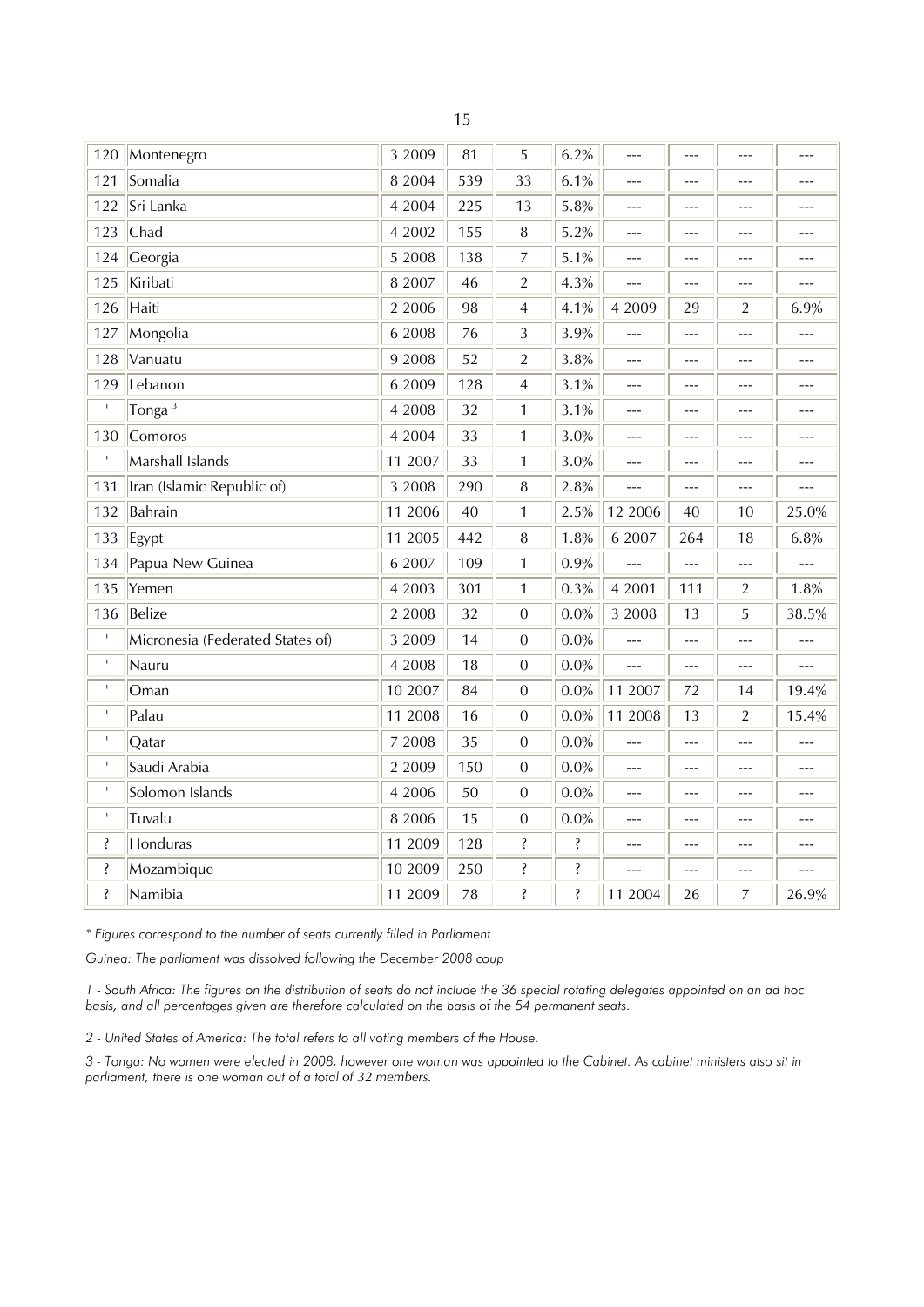| | | | | | | | | | |
|---|---|---|---|---|---|---|---|---|---|
| 120 | Montenegro | 3 2009 | 81 | 5 | 6.2% | --- | --- | --- | --- |
| 121 | Somalia | 8 2004 | 539 | 33 | 6.1% | --- | --- | --- | --- |
| 122 | Sri Lanka | 4 2004 | 225 | 13 | 5.8% | --- | --- | --- | --- |
| 123 | Chad | 4 2002 | 155 | 8 | 5.2% | --- | --- | --- | --- |
| 124 | Georgia | 5 2008 | 138 | 7 | 5.1% | --- | --- | --- | --- |
| 125 | Kiribati | 8 2007 | 46 | 2 | 4.3% | --- | --- | --- | --- |
| 126 | Haiti | 2 2006 | 98 | 4 | 4.1% | 4 2009 | 29 | 2 | 6.9% |
| 127 | Mongolia | 6 2008 | 76 | 3 | 3.9% | --- | --- | --- | --- |
| 128 | Vanuatu | 9 2008 | 52 | 2 | 3.8% | --- | --- | --- | --- |
| 129 | Lebanon | 6 2009 | 128 | 4 | 3.1% | --- | --- | --- | --- |
| " | Tonga [3] | 4 2008 | 32 | 1 | 3.1% | --- | --- | --- | --- |
| 130 | Comoros | 4 2004 | 33 | 1 | 3.0% | --- | --- | --- | --- |
| " | Marshall Islands | 11 2007 | 33 | 1 | 3.0% | --- | --- | --- | --- |
| 131 | Iran (Islamic Republic of) | 3 2008 | 290 | 8 | 2.8% | --- | --- | --- | --- |
| 132 | Bahrain | 11 2006 | 40 | 1 | 2.5% | 12 2006 | 40 | 10 | 25.0% |
| 133 | Egypt | 11 2005 | 442 | 8 | 1.8% | 6 2007 | 264 | 18 | 6.8% |
| 134 | Papua New Guinea | 6 2007 | 109 | 1 | 0.9% | --- | --- | --- | --- |
| 135 | Yemen | 4 2003 | 301 | 1 | 0.3% | 4 2001 | 111 | 2 | 1.8% |
| 136 | Belize | 2 2008 | 32 | 0 | 0.0% | 3 2008 | 13 | 5 | 38.5% |
| " | Micronesia (Federated States of) | 3 2009 | 14 | 0 | 0.0% | --- | --- | --- | --- |
| " | Nauru | 4 2008 | 18 | 0 | 0.0% | --- | --- | --- | --- |
| " | Oman | 10 2007 | 84 | 0 | 0.0% | 11 2007 | 72 | 14 | 19.4% |
| " | Palau | 11 2008 | 16 | 0 | 0.0% | 11 2008 | 13 | 2 | 15.4% |
| " | Qatar | 7 2008 | 35 | 0 | 0.0% | --- | --- | --- | --- |
| " | Saudi Arabia | 2 2009 | 150 | 0 | 0.0% | --- | --- | --- | --- |
| " | Solomon Islands | 4 2006 | 50 | 0 | 0.0% | --- | --- | --- | --- |
| " | Tuvalu | 8 2006 | 15 | 0 | 0.0% | --- | --- | --- | --- |
| ? | Honduras | 11 2009 | 128 | ? | ? | --- | --- | --- | --- |
| ? | Mozambique | 10 2009 | 250 | ? | ? | --- | --- | --- | --- |
| ? | Namibia | 11 2009 | 78 | ? | ? | 11 2004 | 26 | 7 | 26.9% |

*\* Figures correspond to the number of seats currently filled in Parliament*

*Guinea: The parliament was dissolved following the December 2008 coup*

*1 - South Africa: The figures on the distribution of seats do not include the 36 special rotating delegates appointed on an ad hoc basis, and all percentages given are therefore calculated on the basis of the 54 permanent seats.*

*2 - United States of America: The total refers to all voting members of the House.*

*3 - Tonga: No women were elected in 2008, however one woman was appointed to the Cabinet. As cabinet ministers also sit in parliament, there is one woman out of a total of 32 members.*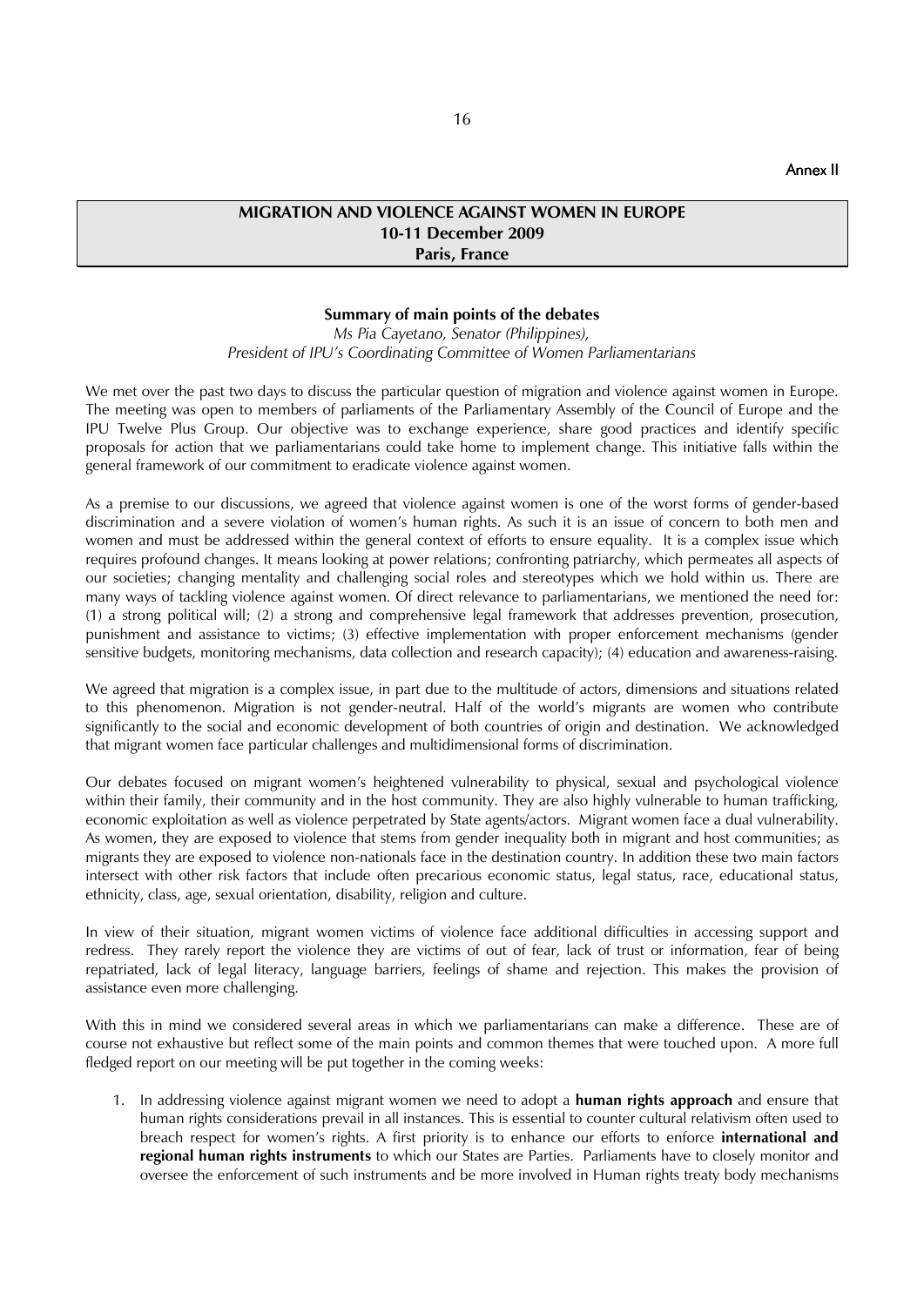Annex II

## MIGRATION AND VIOLENCE AGAINST WOMEN IN EUROPE
## 10-11 December 2009
## Paris, France

### Summary of main points of the debates

*Ms Pia Cayetano, Senator (Philippines),*
*President of IPU's Coordinating Committee of Women Parliamentarians*

We met over the past two days to discuss the particular question of migration and violence against women in Europe. The meeting was open to members of parliaments of the Parliamentary Assembly of the Council of Europe and the IPU Twelve Plus Group. Our objective was to exchange experience, share good practices and identify specific proposals for action that we parliamentarians could take home to implement change. This initiative falls within the general framework of our commitment to eradicate violence against women.

As a premise to our discussions, we agreed that violence against women is one of the worst forms of gender-based discrimination and a severe violation of women's human rights. As such it is an issue of concern to both men and women and must be addressed within the general context of efforts to ensure equality. It is a complex issue which requires profound changes. It means looking at power relations; confronting patriarchy, which permeates all aspects of our societies; changing mentality and challenging social roles and stereotypes which we hold within us. There are many ways of tackling violence against women. Of direct relevance to parliamentarians, we mentioned the need for: (1) a strong political will; (2) a strong and comprehensive legal framework that addresses prevention, prosecution, punishment and assistance to victims; (3) effective implementation with proper enforcement mechanisms (gender sensitive budgets, monitoring mechanisms, data collection and research capacity); (4) education and awareness-raising.

We agreed that migration is a complex issue, in part due to the multitude of actors, dimensions and situations related to this phenomenon. Migration is not gender-neutral. Half of the world's migrants are women who contribute significantly to the social and economic development of both countries of origin and destination. We acknowledged that migrant women face particular challenges and multidimensional forms of discrimination.

Our debates focused on migrant women's heightened vulnerability to physical, sexual and psychological violence within their family, their community and in the host community. They are also highly vulnerable to human trafficking, economic exploitation as well as violence perpetrated by State agents/actors. Migrant women face a dual vulnerability. As women, they are exposed to violence that stems from gender inequality both in migrant and host communities; as migrants they are exposed to violence non-nationals face in the destination country. In addition these two main factors intersect with other risk factors that include often precarious economic status, legal status, race, educational status, ethnicity, class, age, sexual orientation, disability, religion and culture.

In view of their situation, migrant women victims of violence face additional difficulties in accessing support and redress. They rarely report the violence they are victims of out of fear, lack of trust or information, fear of being repatriated, lack of legal literacy, language barriers, feelings of shame and rejection. This makes the provision of assistance even more challenging.

With this in mind we considered several areas in which we parliamentarians can make a difference. These are of course not exhaustive but reflect some of the main points and common themes that were touched upon. A more full fledged report on our meeting will be put together in the coming weeks:

1. In addressing violence against migrant women we need to adopt a **human rights approach** and ensure that human rights considerations prevail in all instances. This is essential to counter cultural relativism often used to breach respect for women's rights. A first priority is to enhance our efforts to enforce **international and regional human rights instruments** to which our States are Parties. Parliaments have to closely monitor and oversee the enforcement of such instruments and be more involved in Human rights treaty body mechanisms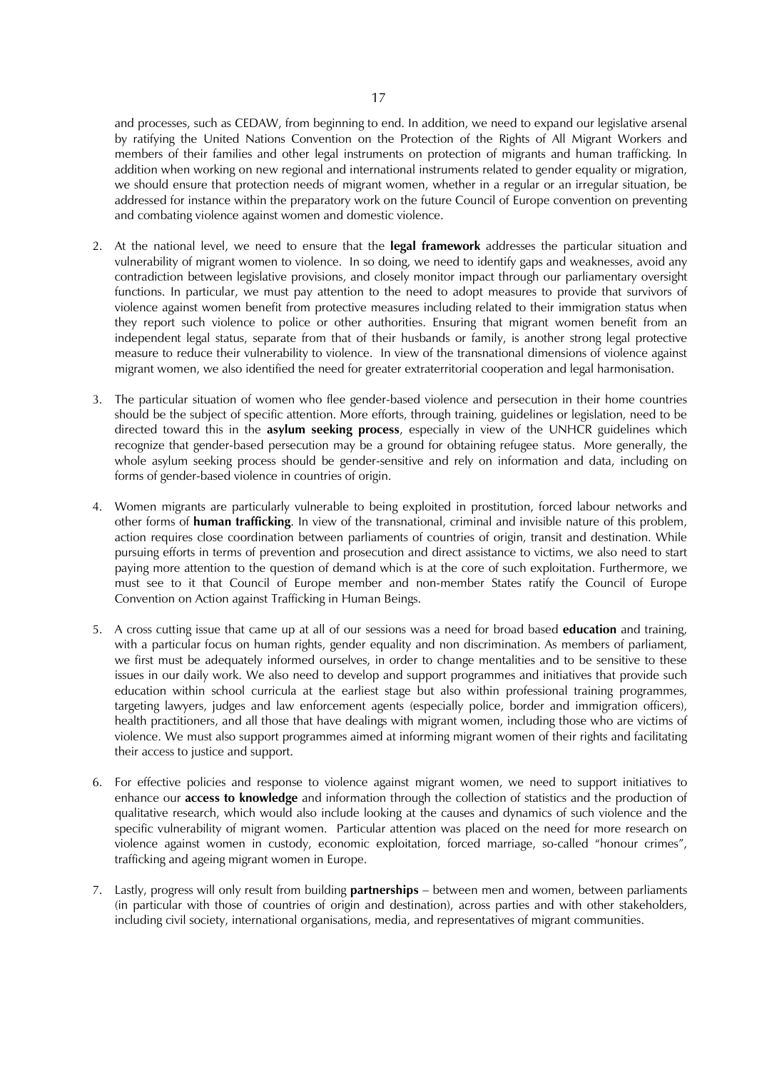and processes, such as CEDAW, from beginning to end. In addition, we need to expand our legislative arsenal by ratifying the United Nations Convention on the Protection of the Rights of All Migrant Workers and members of their families and other legal instruments on protection of migrants and human trafficking. In addition when working on new regional and international instruments related to gender equality or migration, we should ensure that protection needs of migrant women, whether in a regular or an irregular situation, be addressed for instance within the preparatory work on the future Council of Europe convention on preventing and combating violence against women and domestic violence.

2. At the national level, we need to ensure that the **legal framework** addresses the particular situation and vulnerability of migrant women to violence. In so doing, we need to identify gaps and weaknesses, avoid any contradiction between legislative provisions, and closely monitor impact through our parliamentary oversight functions. In particular, we must pay attention to the need to adopt measures to provide that survivors of violence against women benefit from protective measures including related to their immigration status when they report such violence to police or other authorities. Ensuring that migrant women benefit from an independent legal status, separate from that of their husbands or family, is another strong legal protective measure to reduce their vulnerability to violence. In view of the transnational dimensions of violence against migrant women, we also identified the need for greater extraterritorial cooperation and legal harmonisation.

3. The particular situation of women who flee gender-based violence and persecution in their home countries should be the subject of specific attention. More efforts, through training, guidelines or legislation, need to be directed toward this in the **asylum seeking process**, especially in view of the UNHCR guidelines which recognize that gender-based persecution may be a ground for obtaining refugee status. More generally, the whole asylum seeking process should be gender-sensitive and rely on information and data, including on forms of gender-based violence in countries of origin.

4. Women migrants are particularly vulnerable to being exploited in prostitution, forced labour networks and other forms of **human trafficking**. In view of the transnational, criminal and invisible nature of this problem, action requires close coordination between parliaments of countries of origin, transit and destination. While pursuing efforts in terms of prevention and prosecution and direct assistance to victims, we also need to start paying more attention to the question of demand which is at the core of such exploitation. Furthermore, we must see to it that Council of Europe member and non-member States ratify the Council of Europe Convention on Action against Trafficking in Human Beings.

5. A cross cutting issue that came up at all of our sessions was a need for broad based **education** and training, with a particular focus on human rights, gender equality and non discrimination. As members of parliament, we first must be adequately informed ourselves, in order to change mentalities and to be sensitive to these issues in our daily work. We also need to develop and support programmes and initiatives that provide such education within school curricula at the earliest stage but also within professional training programmes, targeting lawyers, judges and law enforcement agents (especially police, border and immigration officers), health practitioners, and all those that have dealings with migrant women, including those who are victims of violence. We must also support programmes aimed at informing migrant women of their rights and facilitating their access to justice and support.

6. For effective policies and response to violence against migrant women, we need to support initiatives to enhance our **access to knowledge** and information through the collection of statistics and the production of qualitative research, which would also include looking at the causes and dynamics of such violence and the specific vulnerability of migrant women. Particular attention was placed on the need for more research on violence against women in custody, economic exploitation, forced marriage, so-called "honour crimes", trafficking and ageing migrant women in Europe.

7. Lastly, progress will only result from building **partnerships** – between men and women, between parliaments (in particular with those of countries of origin and destination), across parties and with other stakeholders, including civil society, international organisations, media, and representatives of migrant communities.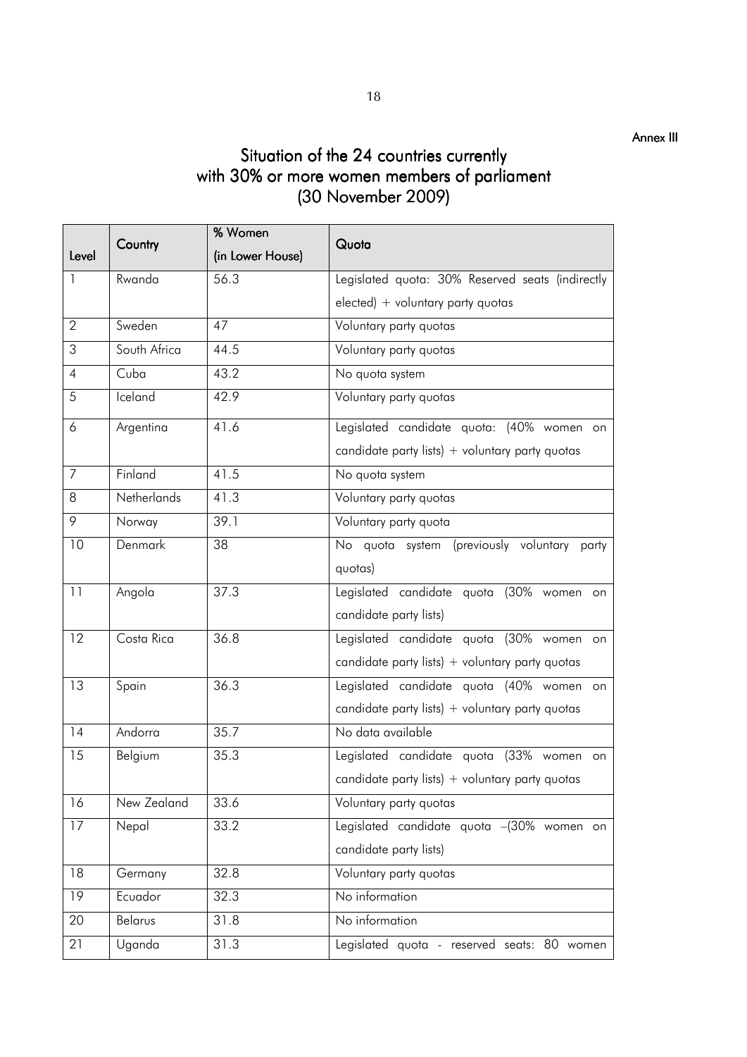Annex III

# Situation of the 24 countries currently with 30% or more women members of parliament (30 November 2009)

| Level | Country | % Women (in Lower House) | Quota |
|---|---|---|---|
| 1 | Rwanda | 56.3 | Legislated quota: 30% Reserved seats (indirectly elected) + voluntary party quotas |
| 2 | Sweden | 47 | Voluntary party quotas |
| 3 | South Africa | 44.5 | Voluntary party quotas |
| 4 | Cuba | 43.2 | No quota system |
| 5 | Iceland | 42.9 | Voluntary party quotas |
| 6 | Argentina | 41.6 | Legislated candidate quota: (40% women on candidate party lists) + voluntary party quotas |
| 7 | Finland | 41.5 | No quota system |
| 8 | Netherlands | 41.3 | Voluntary party quotas |
| 9 | Norway | 39.1 | Voluntary party quota |
| 10 | Denmark | 38 | No quota system (previously voluntary party quotas) |
| 11 | Angola | 37.3 | Legislated candidate quota (30% women on candidate party lists) |
| 12 | Costa Rica | 36.8 | Legislated candidate quota (30% women on candidate party lists) + voluntary party quotas |
| 13 | Spain | 36.3 | Legislated candidate quota (40% women on candidate party lists) + voluntary party quotas |
| 14 | Andorra | 35.7 | No data available |
| 15 | Belgium | 35.3 | Legislated candidate quota (33% women on candidate party lists) + voluntary party quotas |
| 16 | New Zealand | 33.6 | Voluntary party quotas |
| 17 | Nepal | 33.2 | Legislated candidate quota –(30% women on candidate party lists) |
| 18 | Germany | 32.8 | Voluntary party quotas |
| 19 | Ecuador | 32.3 | No information |
| 20 | Belarus | 31.8 | No information |
| 21 | Uganda | 31.3 | Legislated quota - reserved seats: 80 women |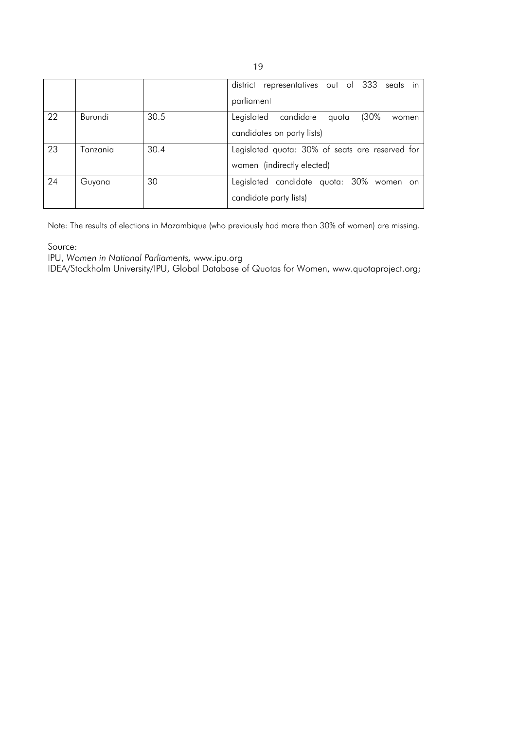| | | | |
|---|---|---|---|
| | | | district representatives out of 333 seats in parliament |
| 22 | Burundi | 30.5 | Legislated candidate quota (30% women candidates on party lists) |
| 23 | Tanzania | 30.4 | Legislated quota: 30% of seats are reserved for women (indirectly elected) |
| 24 | Guyana | 30 | Legislated candidate quota: 30% women on candidate party lists) |

Note: The results of elections in Mozambique (who previously had more than 30% of women) are missing.

Source:

IPU, *Women in National Parliaments,* www.ipu.org

IDEA/Stockholm University/IPU, Global Database of Quotas for Women, www.quotaproject.org;